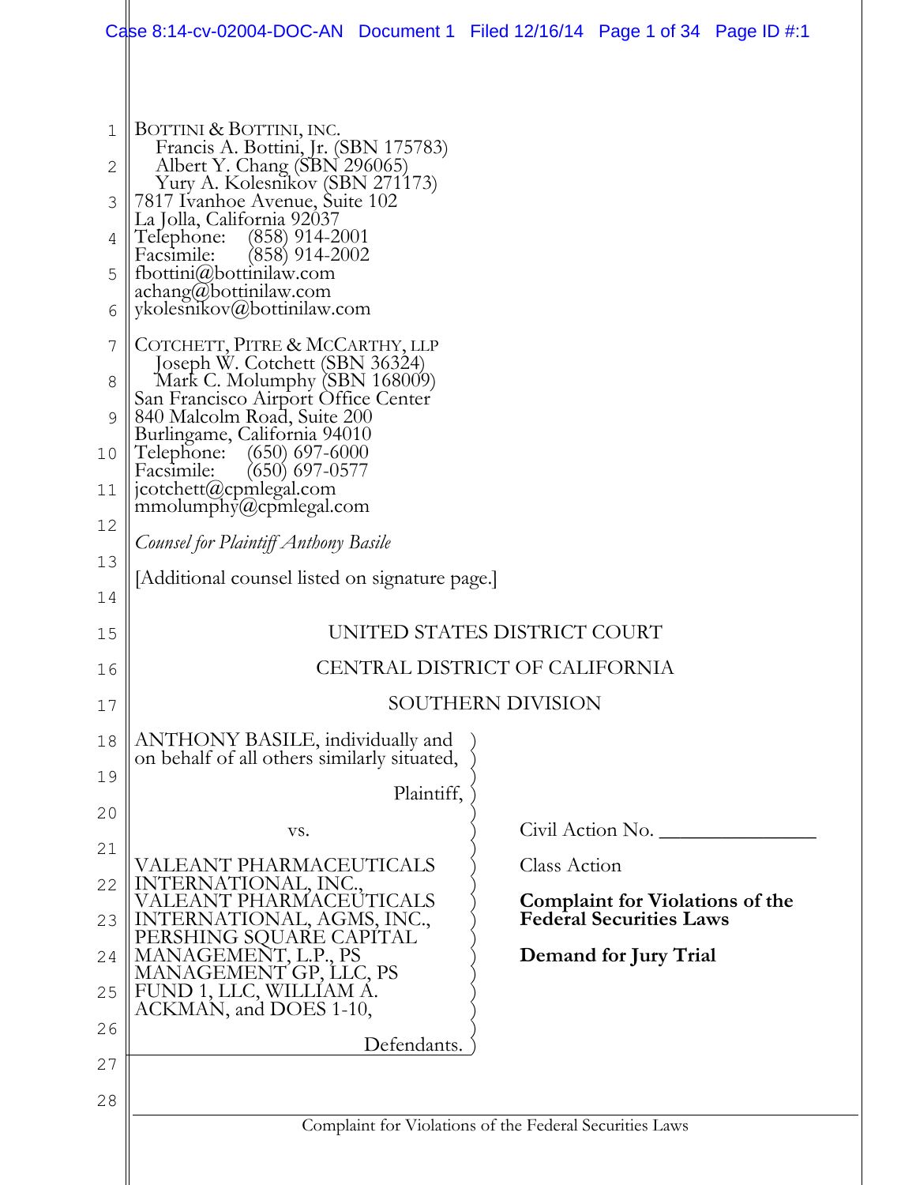BOTTINI & BOTTINI, INC.
Francis A. Bottini, Jr. (SBN 175783)
Albert Y. Chang (SBN 296065)
Yury A. Kolesnikov (SBN 271173)
7817 Ivanhoe Avenue, Suite 102
La Jolla, California 92037
Telephone: (858) 914-2001
Facsimile: (858) 914-2002
fbottini@bottinilaw.com
achang@bottinilaw.com
ykolesnikov@bottinilaw.com

COTCHETT, PITRE & MCCARTHY, LLP
Joseph W. Cotchett (SBN 36324)
Mark C. Molumphy (SBN 168009)
San Francisco Airport Office Center
840 Malcolm Road, Suite 200
Burlingame, California 94010
Telephone: (650) 697-6000
Facsimile: (650) 697-0577
jcotchett@cpmlegal.com
mmolumphy@cpmlegal.com

*Counsel for Plaintiff Anthony Basile*

[Additional counsel listed on signature page.]

UNITED STATES DISTRICT COURT

CENTRAL DISTRICT OF CALIFORNIA

SOUTHERN DIVISION

ANTHONY BASILE, individually and on behalf of all others similarly situated,

Plaintiff,

vs.

VALEANT PHARMACEUTICALS INTERNATIONAL, INC., VALEANT PHARMACEUTICALS INTERNATIONAL, AGMS, INC., PERSHING SQUARE CAPITAL MANAGEMENT, L.P., PS MANAGEMENT GP, LLC, PS FUND 1, LLC, WILLIAM A. ACKMAN, and DOES 1-10,

Defendants.

Civil Action No. _______________

Class Action

**Complaint for Violations of the Federal Securities Laws**

**Demand for Jury Trial**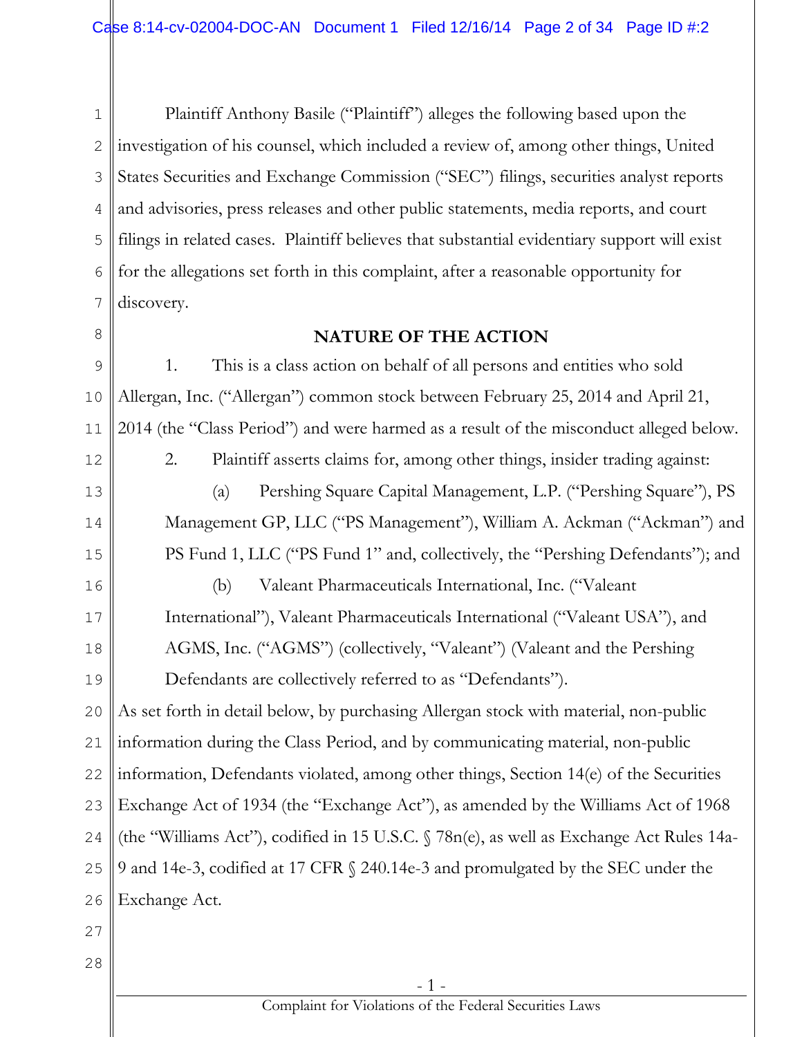Plaintiff Anthony Basile ("Plaintiff") alleges the following based upon the investigation of his counsel, which included a review of, among other things, United States Securities and Exchange Commission ("SEC") filings, securities analyst reports and advisories, press releases and other public statements, media reports, and court filings in related cases. Plaintiff believes that substantial evidentiary support will exist for the allegations set forth in this complaint, after a reasonable opportunity for discovery.

## NATURE OF THE ACTION

1. This is a class action on behalf of all persons and entities who sold Allergan, Inc. ("Allergan") common stock between February 25, 2014 and April 21, 2014 (the "Class Period") and were harmed as a result of the misconduct alleged below.

2. Plaintiff asserts claims for, among other things, insider trading against:

(a) Pershing Square Capital Management, L.P. ("Pershing Square"), PS Management GP, LLC ("PS Management"), William A. Ackman ("Ackman") and PS Fund 1, LLC ("PS Fund 1" and, collectively, the "Pershing Defendants"); and

(b) Valeant Pharmaceuticals International, Inc. ("Valeant International"), Valeant Pharmaceuticals International ("Valeant USA"), and AGMS, Inc. ("AGMS") (collectively, "Valeant") (Valeant and the Pershing Defendants are collectively referred to as "Defendants").

As set forth in detail below, by purchasing Allergan stock with material, non-public information during the Class Period, and by communicating material, non-public information, Defendants violated, among other things, Section 14(e) of the Securities Exchange Act of 1934 (the "Exchange Act"), as amended by the Williams Act of 1968 (the "Williams Act"), codified in 15 U.S.C. § 78n(e), as well as Exchange Act Rules 14a-9 and 14e-3, codified at 17 CFR § 240.14e-3 and promulgated by the SEC under the Exchange Act.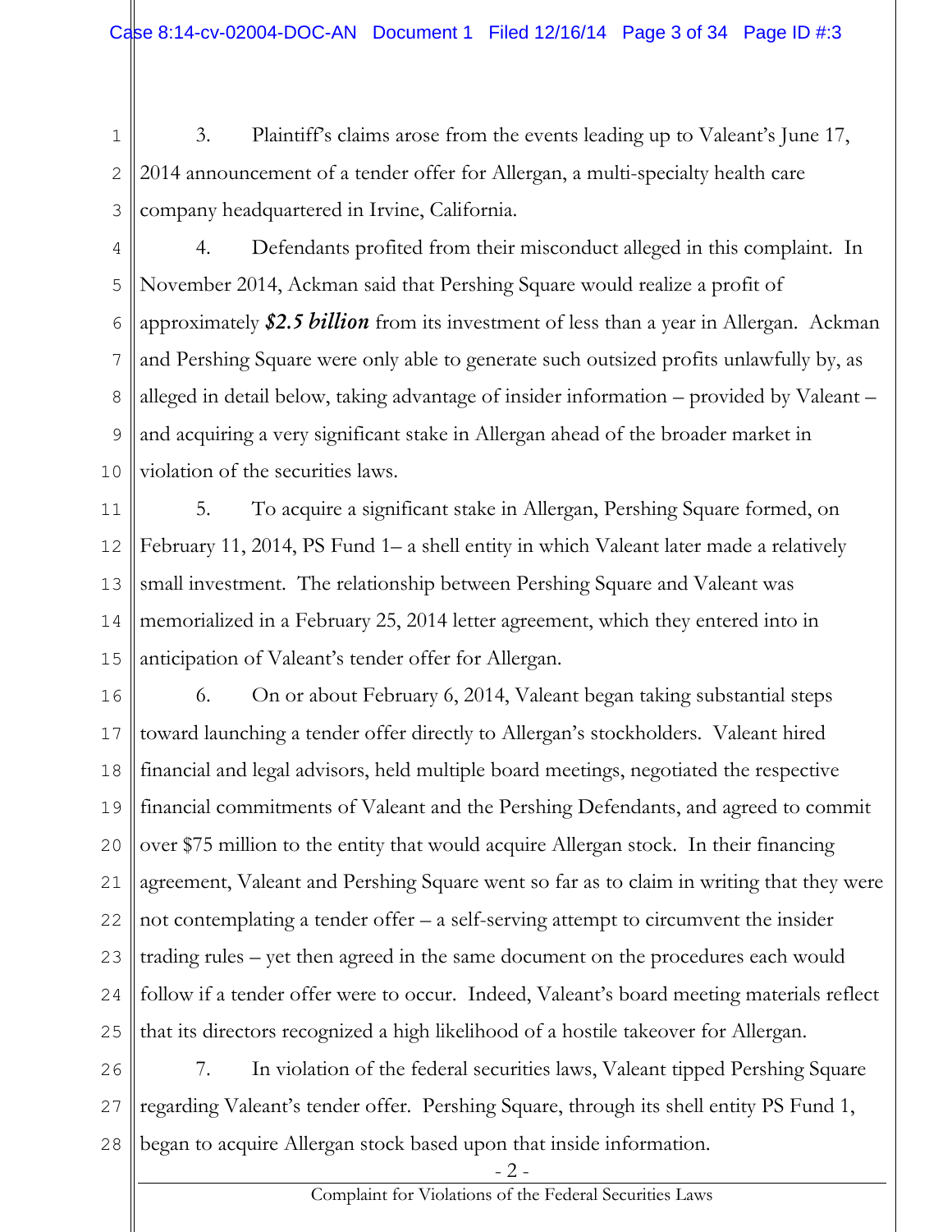3. Plaintiff's claims arose from the events leading up to Valeant's June 17, 2014 announcement of a tender offer for Allergan, a multi-specialty health care company headquartered in Irvine, California.

4. Defendants profited from their misconduct alleged in this complaint. In November 2014, Ackman said that Pershing Square would realize a profit of approximately ***$2.5 billion*** from its investment of less than a year in Allergan. Ackman and Pershing Square were only able to generate such outsized profits unlawfully by, as alleged in detail below, taking advantage of insider information – provided by Valeant – and acquiring a very significant stake in Allergan ahead of the broader market in violation of the securities laws.

5. To acquire a significant stake in Allergan, Pershing Square formed, on February 11, 2014, PS Fund 1– a shell entity in which Valeant later made a relatively small investment. The relationship between Pershing Square and Valeant was memorialized in a February 25, 2014 letter agreement, which they entered into in anticipation of Valeant's tender offer for Allergan.

6. On or about February 6, 2014, Valeant began taking substantial steps toward launching a tender offer directly to Allergan's stockholders. Valeant hired financial and legal advisors, held multiple board meetings, negotiated the respective financial commitments of Valeant and the Pershing Defendants, and agreed to commit over $75 million to the entity that would acquire Allergan stock. In their financing agreement, Valeant and Pershing Square went so far as to claim in writing that they were not contemplating a tender offer – a self-serving attempt to circumvent the insider trading rules – yet then agreed in the same document on the procedures each would follow if a tender offer were to occur. Indeed, Valeant's board meeting materials reflect that its directors recognized a high likelihood of a hostile takeover for Allergan.

7. In violation of the federal securities laws, Valeant tipped Pershing Square regarding Valeant's tender offer. Pershing Square, through its shell entity PS Fund 1, began to acquire Allergan stock based upon that inside information.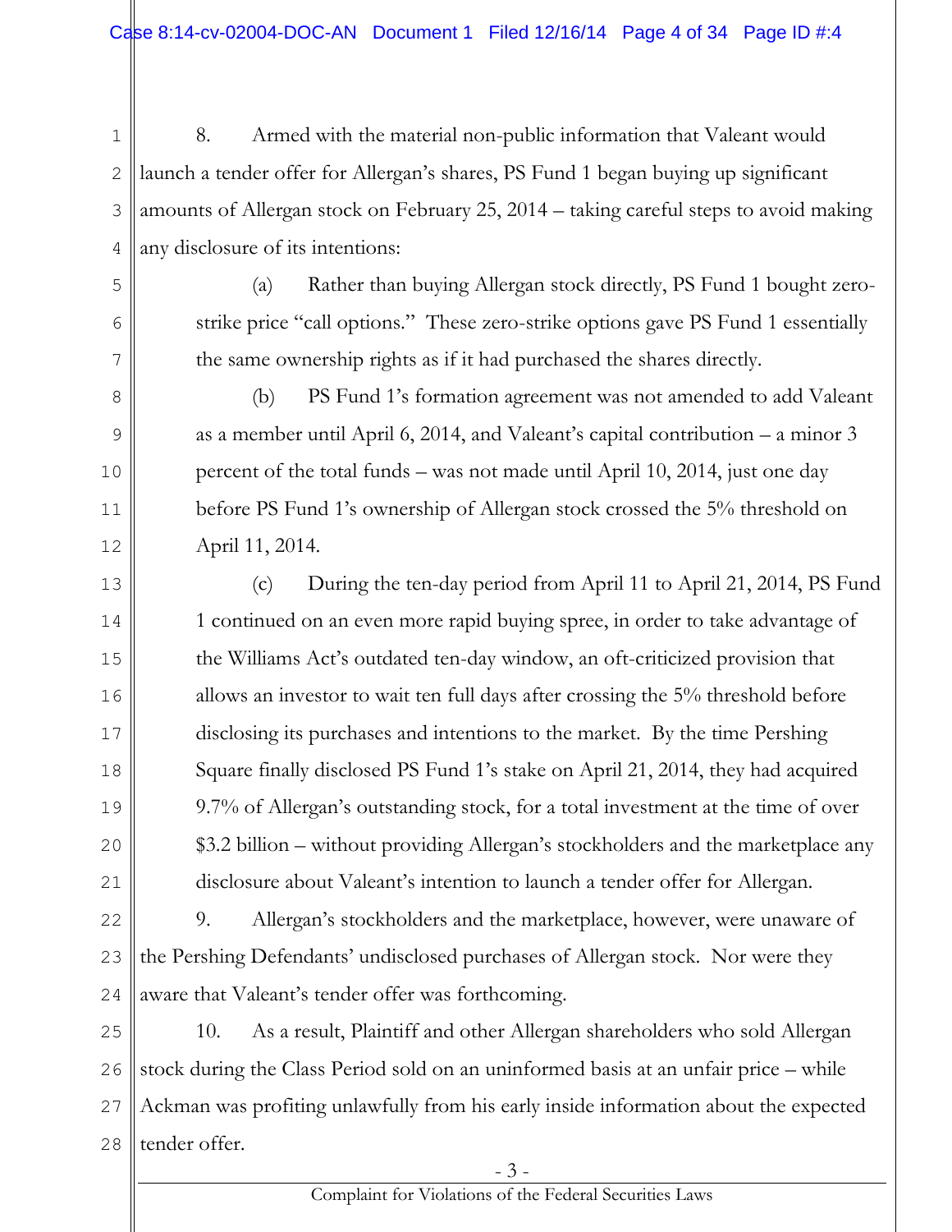8. Armed with the material non-public information that Valeant would launch a tender offer for Allergan's shares, PS Fund 1 began buying up significant amounts of Allergan stock on February 25, 2014 – taking careful steps to avoid making any disclosure of its intentions:

(a) Rather than buying Allergan stock directly, PS Fund 1 bought zero-strike price "call options." These zero-strike options gave PS Fund 1 essentially the same ownership rights as if it had purchased the shares directly.

(b) PS Fund 1's formation agreement was not amended to add Valeant as a member until April 6, 2014, and Valeant's capital contribution – a minor 3 percent of the total funds – was not made until April 10, 2014, just one day before PS Fund 1's ownership of Allergan stock crossed the 5% threshold on April 11, 2014.

(c) During the ten-day period from April 11 to April 21, 2014, PS Fund 1 continued on an even more rapid buying spree, in order to take advantage of the Williams Act's outdated ten-day window, an oft-criticized provision that allows an investor to wait ten full days after crossing the 5% threshold before disclosing its purchases and intentions to the market. By the time Pershing Square finally disclosed PS Fund 1's stake on April 21, 2014, they had acquired 9.7% of Allergan's outstanding stock, for a total investment at the time of over $3.2 billion – without providing Allergan's stockholders and the marketplace any disclosure about Valeant's intention to launch a tender offer for Allergan.

9. Allergan's stockholders and the marketplace, however, were unaware of the Pershing Defendants' undisclosed purchases of Allergan stock. Nor were they aware that Valeant's tender offer was forthcoming.

10. As a result, Plaintiff and other Allergan shareholders who sold Allergan stock during the Class Period sold on an uninformed basis at an unfair price – while Ackman was profiting unlawfully from his early inside information about the expected tender offer.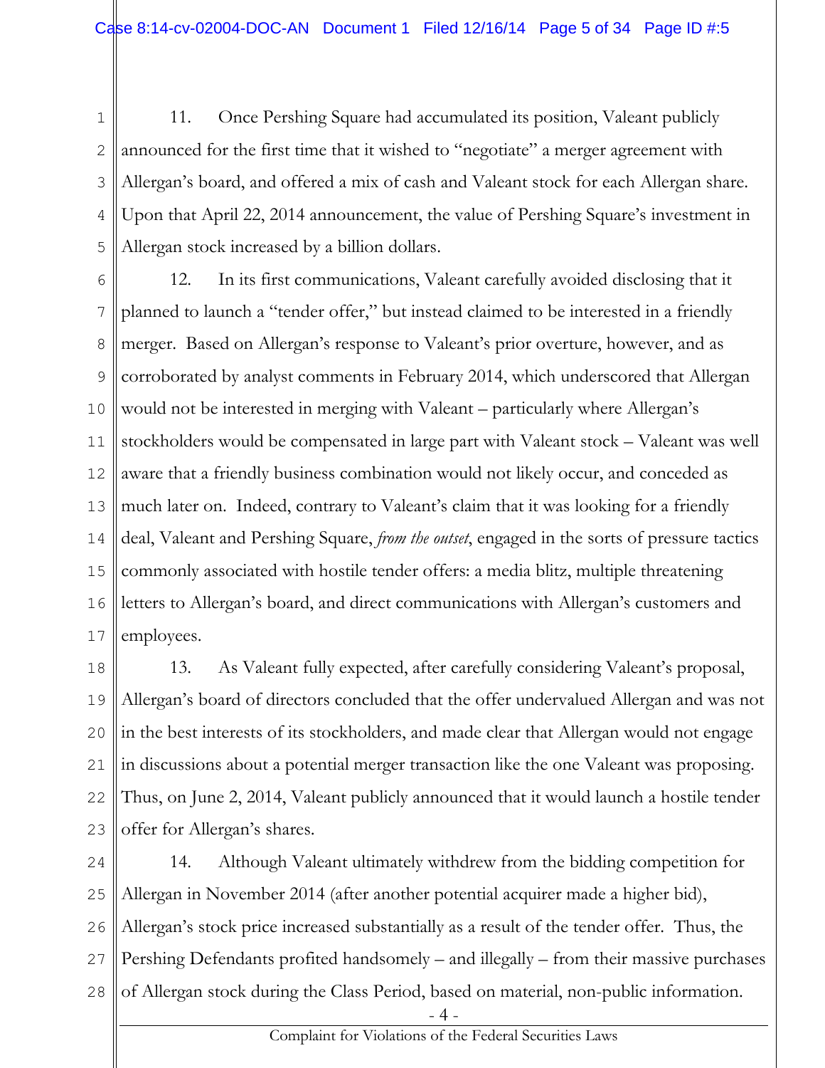11. Once Pershing Square had accumulated its position, Valeant publicly announced for the first time that it wished to "negotiate" a merger agreement with Allergan's board, and offered a mix of cash and Valeant stock for each Allergan share. Upon that April 22, 2014 announcement, the value of Pershing Square's investment in Allergan stock increased by a billion dollars.

12. In its first communications, Valeant carefully avoided disclosing that it planned to launch a "tender offer," but instead claimed to be interested in a friendly merger. Based on Allergan's response to Valeant's prior overture, however, and as corroborated by analyst comments in February 2014, which underscored that Allergan would not be interested in merging with Valeant – particularly where Allergan's stockholders would be compensated in large part with Valeant stock – Valeant was well aware that a friendly business combination would not likely occur, and conceded as much later on. Indeed, contrary to Valeant's claim that it was looking for a friendly deal, Valeant and Pershing Square, *from the outset*, engaged in the sorts of pressure tactics commonly associated with hostile tender offers: a media blitz, multiple threatening letters to Allergan's board, and direct communications with Allergan's customers and employees.

13. As Valeant fully expected, after carefully considering Valeant's proposal, Allergan's board of directors concluded that the offer undervalued Allergan and was not in the best interests of its stockholders, and made clear that Allergan would not engage in discussions about a potential merger transaction like the one Valeant was proposing. Thus, on June 2, 2014, Valeant publicly announced that it would launch a hostile tender offer for Allergan's shares.

14. Although Valeant ultimately withdrew from the bidding competition for Allergan in November 2014 (after another potential acquirer made a higher bid), Allergan's stock price increased substantially as a result of the tender offer. Thus, the Pershing Defendants profited handsomely – and illegally – from their massive purchases of Allergan stock during the Class Period, based on material, non-public information.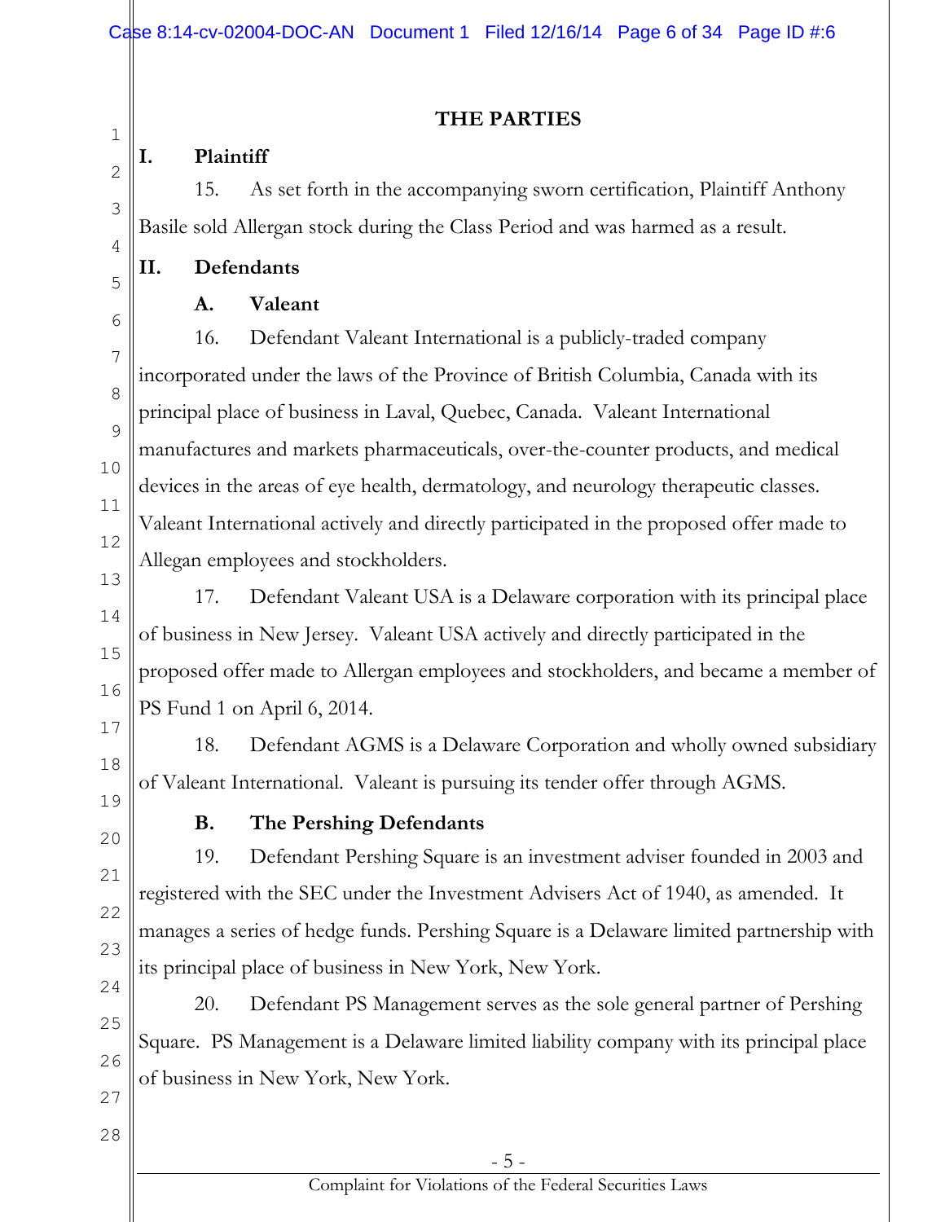## THE PARTIES

### I. Plaintiff

15. As set forth in the accompanying sworn certification, Plaintiff Anthony Basile sold Allergan stock during the Class Period and was harmed as a result.

### II. Defendants

#### A. Valeant

16. Defendant Valeant International is a publicly-traded company incorporated under the laws of the Province of British Columbia, Canada with its principal place of business in Laval, Quebec, Canada. Valeant International manufactures and markets pharmaceuticals, over-the-counter products, and medical devices in the areas of eye health, dermatology, and neurology therapeutic classes. Valeant International actively and directly participated in the proposed offer made to Allegan employees and stockholders.

17. Defendant Valeant USA is a Delaware corporation with its principal place of business in New Jersey. Valeant USA actively and directly participated in the proposed offer made to Allergan employees and stockholders, and became a member of PS Fund 1 on April 6, 2014.

18. Defendant AGMS is a Delaware Corporation and wholly owned subsidiary of Valeant International. Valeant is pursuing its tender offer through AGMS.

#### B. The Pershing Defendants

19. Defendant Pershing Square is an investment adviser founded in 2003 and registered with the SEC under the Investment Advisers Act of 1940, as amended. It manages a series of hedge funds. Pershing Square is a Delaware limited partnership with its principal place of business in New York, New York.

20. Defendant PS Management serves as the sole general partner of Pershing Square. PS Management is a Delaware limited liability company with its principal place of business in New York, New York.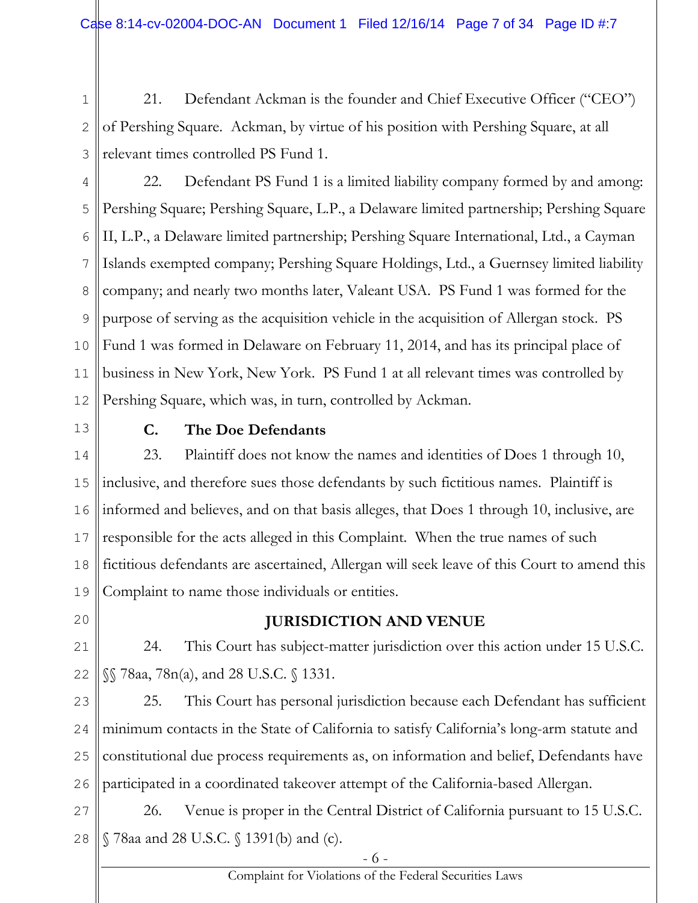21. Defendant Ackman is the founder and Chief Executive Officer ("CEO") of Pershing Square. Ackman, by virtue of his position with Pershing Square, at all relevant times controlled PS Fund 1.

22. Defendant PS Fund 1 is a limited liability company formed by and among: Pershing Square; Pershing Square, L.P., a Delaware limited partnership; Pershing Square II, L.P., a Delaware limited partnership; Pershing Square International, Ltd., a Cayman Islands exempted company; Pershing Square Holdings, Ltd., a Guernsey limited liability company; and nearly two months later, Valeant USA. PS Fund 1 was formed for the purpose of serving as the acquisition vehicle in the acquisition of Allergan stock. PS Fund 1 was formed in Delaware on February 11, 2014, and has its principal place of business in New York, New York. PS Fund 1 at all relevant times was controlled by Pershing Square, which was, in turn, controlled by Ackman.

### C. The Doe Defendants

23. Plaintiff does not know the names and identities of Does 1 through 10, inclusive, and therefore sues those defendants by such fictitious names. Plaintiff is informed and believes, and on that basis alleges, that Does 1 through 10, inclusive, are responsible for the acts alleged in this Complaint. When the true names of such fictitious defendants are ascertained, Allergan will seek leave of this Court to amend this Complaint to name those individuals or entities.

## JURISDICTION AND VENUE

24. This Court has subject-matter jurisdiction over this action under 15 U.S.C. §§ 78aa, 78n(a), and 28 U.S.C. § 1331.

25. This Court has personal jurisdiction because each Defendant has sufficient minimum contacts in the State of California to satisfy California's long-arm statute and constitutional due process requirements as, on information and belief, Defendants have participated in a coordinated takeover attempt of the California-based Allergan.

26. Venue is proper in the Central District of California pursuant to 15 U.S.C. § 78aa and 28 U.S.C. § 1391(b) and (c).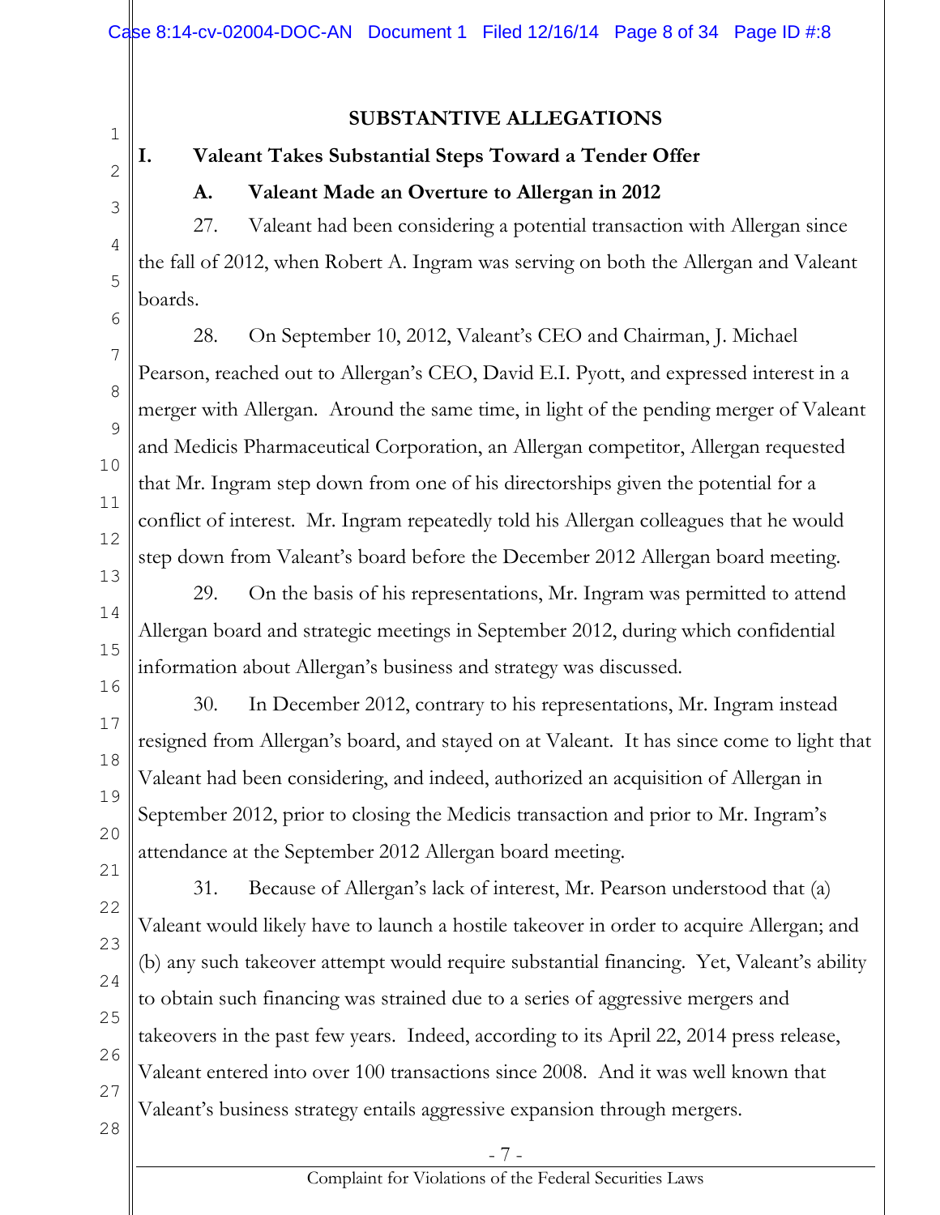## SUBSTANTIVE ALLEGATIONS

### I. Valeant Takes Substantial Steps Toward a Tender Offer

#### A. Valeant Made an Overture to Allergan in 2012

27. Valeant had been considering a potential transaction with Allergan since the fall of 2012, when Robert A. Ingram was serving on both the Allergan and Valeant boards.

28. On September 10, 2012, Valeant's CEO and Chairman, J. Michael Pearson, reached out to Allergan's CEO, David E.I. Pyott, and expressed interest in a merger with Allergan. Around the same time, in light of the pending merger of Valeant and Medicis Pharmaceutical Corporation, an Allergan competitor, Allergan requested that Mr. Ingram step down from one of his directorships given the potential for a conflict of interest. Mr. Ingram repeatedly told his Allergan colleagues that he would step down from Valeant's board before the December 2012 Allergan board meeting.

29. On the basis of his representations, Mr. Ingram was permitted to attend Allergan board and strategic meetings in September 2012, during which confidential information about Allergan's business and strategy was discussed.

30. In December 2012, contrary to his representations, Mr. Ingram instead resigned from Allergan's board, and stayed on at Valeant. It has since come to light that Valeant had been considering, and indeed, authorized an acquisition of Allergan in September 2012, prior to closing the Medicis transaction and prior to Mr. Ingram's attendance at the September 2012 Allergan board meeting.

31. Because of Allergan's lack of interest, Mr. Pearson understood that (a) Valeant would likely have to launch a hostile takeover in order to acquire Allergan; and (b) any such takeover attempt would require substantial financing. Yet, Valeant's ability to obtain such financing was strained due to a series of aggressive mergers and takeovers in the past few years. Indeed, according to its April 22, 2014 press release, Valeant entered into over 100 transactions since 2008. And it was well known that Valeant's business strategy entails aggressive expansion through mergers.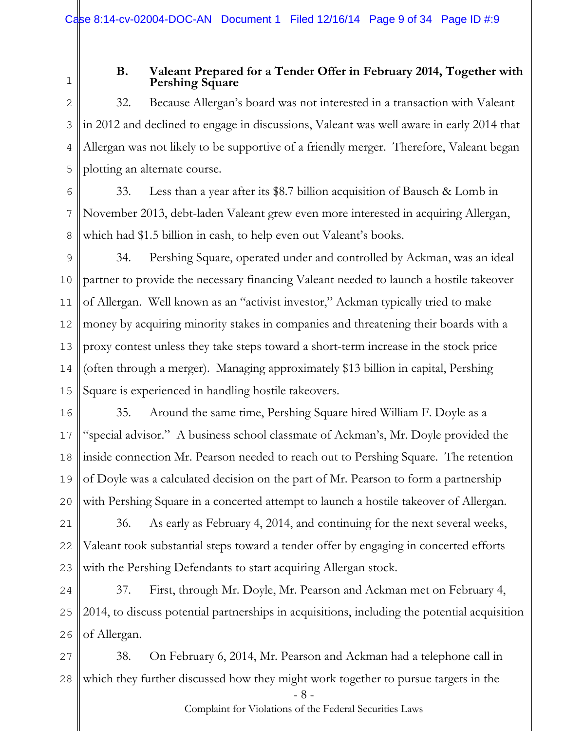### B. Valeant Prepared for a Tender Offer in February 2014, Together with Pershing Square

32. Because Allergan's board was not interested in a transaction with Valeant in 2012 and declined to engage in discussions, Valeant was well aware in early 2014 that Allergan was not likely to be supportive of a friendly merger. Therefore, Valeant began plotting an alternate course.

33. Less than a year after its $8.7 billion acquisition of Bausch & Lomb in November 2013, debt-laden Valeant grew even more interested in acquiring Allergan, which had $1.5 billion in cash, to help even out Valeant's books.

34. Pershing Square, operated under and controlled by Ackman, was an ideal partner to provide the necessary financing Valeant needed to launch a hostile takeover of Allergan. Well known as an "activist investor," Ackman typically tried to make money by acquiring minority stakes in companies and threatening their boards with a proxy contest unless they take steps toward a short-term increase in the stock price (often through a merger). Managing approximately $13 billion in capital, Pershing Square is experienced in handling hostile takeovers.

35. Around the same time, Pershing Square hired William F. Doyle as a "special advisor." A business school classmate of Ackman's, Mr. Doyle provided the inside connection Mr. Pearson needed to reach out to Pershing Square. The retention of Doyle was a calculated decision on the part of Mr. Pearson to form a partnership with Pershing Square in a concerted attempt to launch a hostile takeover of Allergan.

36. As early as February 4, 2014, and continuing for the next several weeks, Valeant took substantial steps toward a tender offer by engaging in concerted efforts with the Pershing Defendants to start acquiring Allergan stock.

37. First, through Mr. Doyle, Mr. Pearson and Ackman met on February 4, 2014, to discuss potential partnerships in acquisitions, including the potential acquisition of Allergan.

38. On February 6, 2014, Mr. Pearson and Ackman had a telephone call in which they further discussed how they might work together to pursue targets in the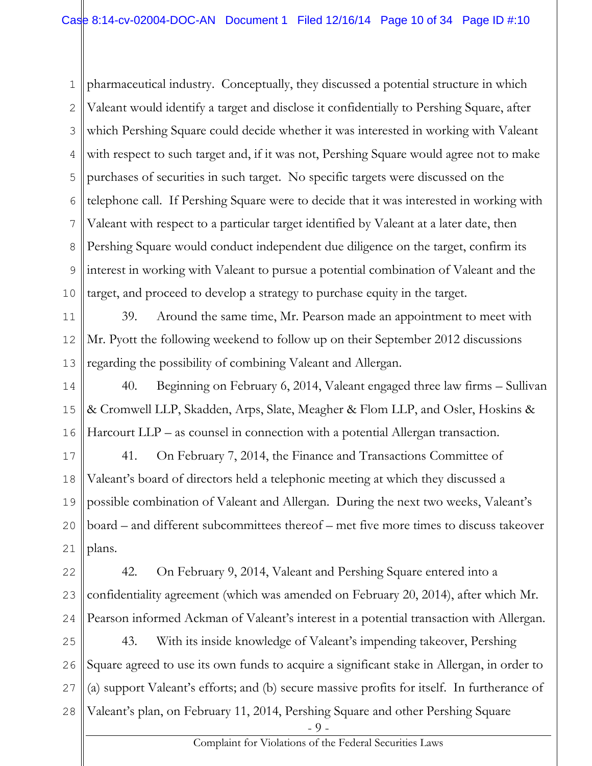pharmaceutical industry. Conceptually, they discussed a potential structure in which Valeant would identify a target and disclose it confidentially to Pershing Square, after which Pershing Square could decide whether it was interested in working with Valeant with respect to such target and, if it was not, Pershing Square would agree not to make purchases of securities in such target. No specific targets were discussed on the telephone call. If Pershing Square were to decide that it was interested in working with Valeant with respect to a particular target identified by Valeant at a later date, then Pershing Square would conduct independent due diligence on the target, confirm its interest in working with Valeant to pursue a potential combination of Valeant and the target, and proceed to develop a strategy to purchase equity in the target.

39. Around the same time, Mr. Pearson made an appointment to meet with Mr. Pyott the following weekend to follow up on their September 2012 discussions regarding the possibility of combining Valeant and Allergan.

40. Beginning on February 6, 2014, Valeant engaged three law firms – Sullivan & Cromwell LLP, Skadden, Arps, Slate, Meagher & Flom LLP, and Osler, Hoskins & Harcourt LLP – as counsel in connection with a potential Allergan transaction.

41. On February 7, 2014, the Finance and Transactions Committee of Valeant's board of directors held a telephonic meeting at which they discussed a possible combination of Valeant and Allergan. During the next two weeks, Valeant's board – and different subcommittees thereof – met five more times to discuss takeover plans.

42. On February 9, 2014, Valeant and Pershing Square entered into a confidentiality agreement (which was amended on February 20, 2014), after which Mr. Pearson informed Ackman of Valeant's interest in a potential transaction with Allergan.

43. With its inside knowledge of Valeant's impending takeover, Pershing Square agreed to use its own funds to acquire a significant stake in Allergan, in order to (a) support Valeant's efforts; and (b) secure massive profits for itself. In furtherance of Valeant's plan, on February 11, 2014, Pershing Square and other Pershing Square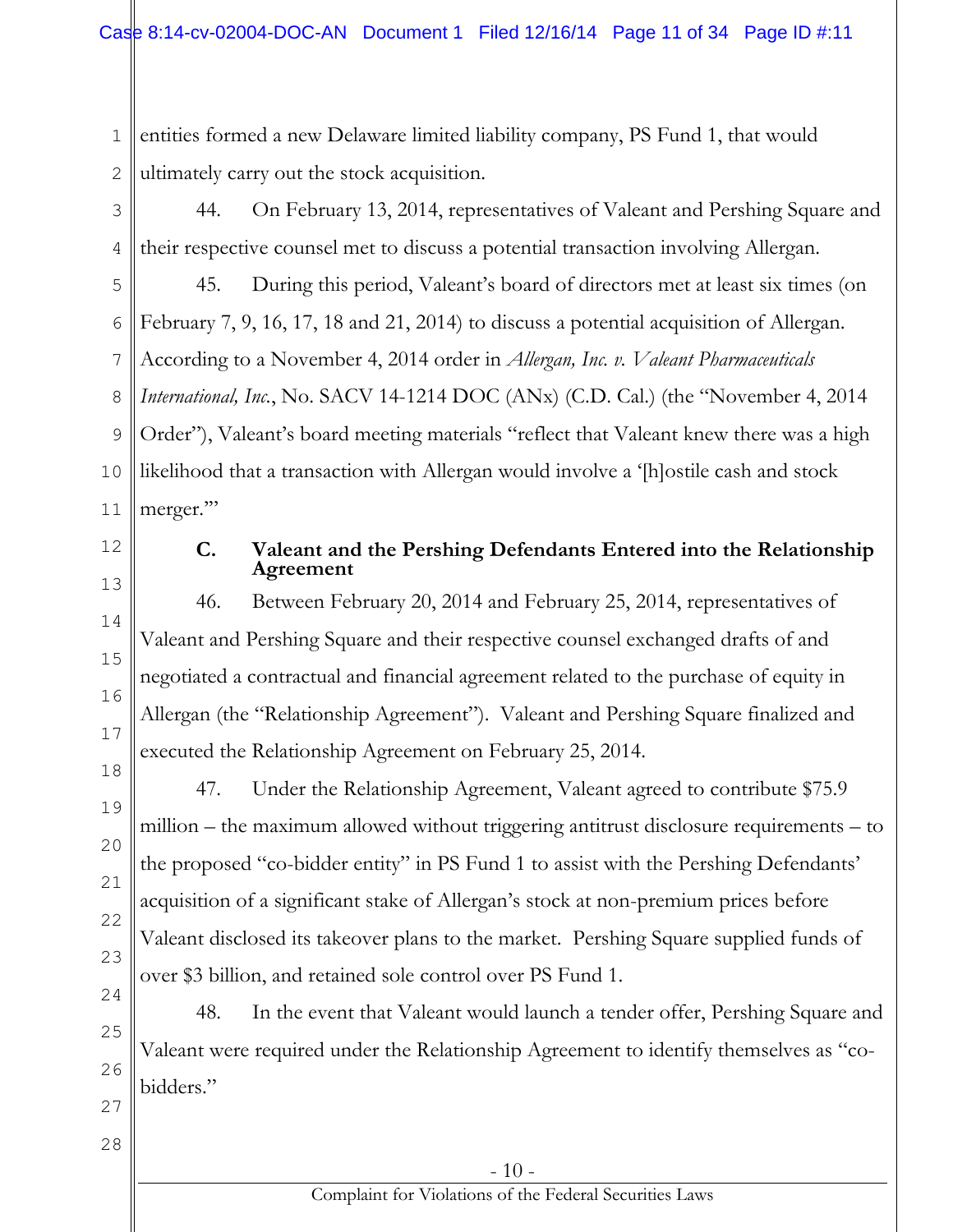entities formed a new Delaware limited liability company, PS Fund 1, that would ultimately carry out the stock acquisition.

44. On February 13, 2014, representatives of Valeant and Pershing Square and their respective counsel met to discuss a potential transaction involving Allergan.

45. During this period, Valeant's board of directors met at least six times (on February 7, 9, 16, 17, 18 and 21, 2014) to discuss a potential acquisition of Allergan. According to a November 4, 2014 order in *Allergan, Inc. v. Valeant Pharmaceuticals International, Inc.*, No. SACV 14-1214 DOC (ANx) (C.D. Cal.) (the "November 4, 2014 Order"), Valeant's board meeting materials "reflect that Valeant knew there was a high likelihood that a transaction with Allergan would involve a '[h]ostile cash and stock merger.'"

### C. Valeant and the Pershing Defendants Entered into the Relationship Agreement

46. Between February 20, 2014 and February 25, 2014, representatives of Valeant and Pershing Square and their respective counsel exchanged drafts of and negotiated a contractual and financial agreement related to the purchase of equity in Allergan (the "Relationship Agreement"). Valeant and Pershing Square finalized and executed the Relationship Agreement on February 25, 2014.

47. Under the Relationship Agreement, Valeant agreed to contribute $75.9 million – the maximum allowed without triggering antitrust disclosure requirements – to the proposed "co-bidder entity" in PS Fund 1 to assist with the Pershing Defendants' acquisition of a significant stake of Allergan's stock at non-premium prices before Valeant disclosed its takeover plans to the market. Pershing Square supplied funds of over $3 billion, and retained sole control over PS Fund 1.

48. In the event that Valeant would launch a tender offer, Pershing Square and Valeant were required under the Relationship Agreement to identify themselves as "co-bidders."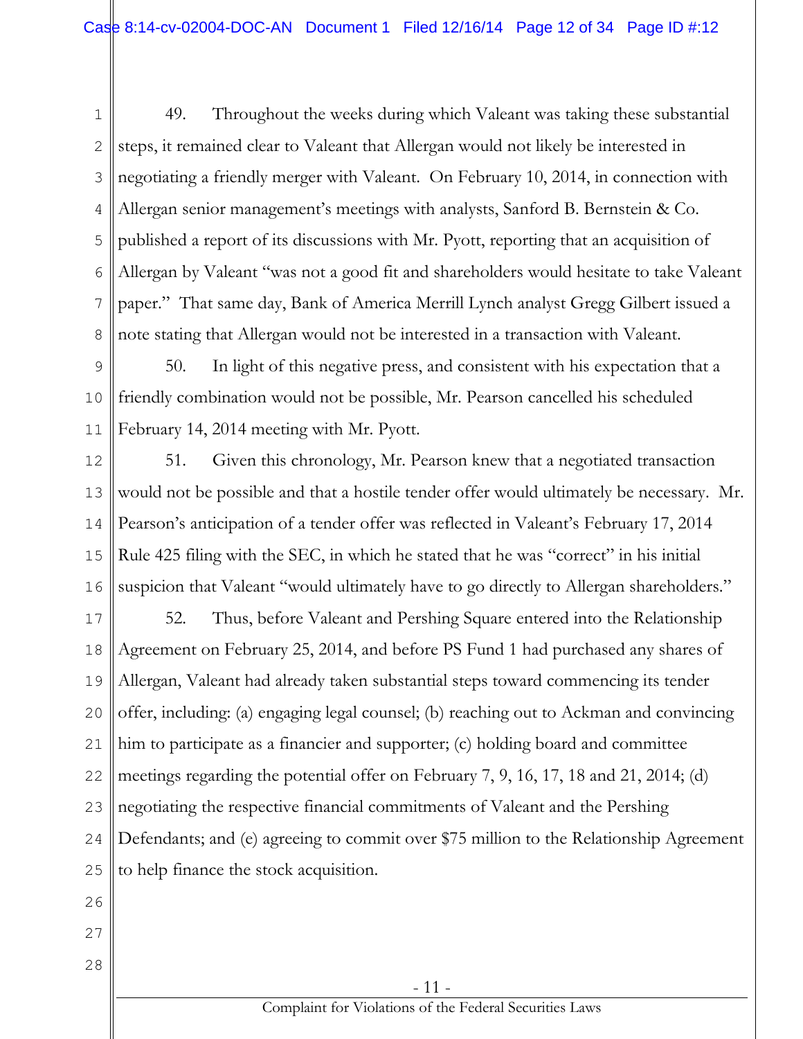49. Throughout the weeks during which Valeant was taking these substantial steps, it remained clear to Valeant that Allergan would not likely be interested in negotiating a friendly merger with Valeant. On February 10, 2014, in connection with Allergan senior management's meetings with analysts, Sanford B. Bernstein & Co. published a report of its discussions with Mr. Pyott, reporting that an acquisition of Allergan by Valeant "was not a good fit and shareholders would hesitate to take Valeant paper." That same day, Bank of America Merrill Lynch analyst Gregg Gilbert issued a note stating that Allergan would not be interested in a transaction with Valeant.

50. In light of this negative press, and consistent with his expectation that a friendly combination would not be possible, Mr. Pearson cancelled his scheduled February 14, 2014 meeting with Mr. Pyott.

51. Given this chronology, Mr. Pearson knew that a negotiated transaction would not be possible and that a hostile tender offer would ultimately be necessary. Mr. Pearson's anticipation of a tender offer was reflected in Valeant's February 17, 2014 Rule 425 filing with the SEC, in which he stated that he was "correct" in his initial suspicion that Valeant "would ultimately have to go directly to Allergan shareholders."

52. Thus, before Valeant and Pershing Square entered into the Relationship Agreement on February 25, 2014, and before PS Fund 1 had purchased any shares of Allergan, Valeant had already taken substantial steps toward commencing its tender offer, including: (a) engaging legal counsel; (b) reaching out to Ackman and convincing him to participate as a financier and supporter; (c) holding board and committee meetings regarding the potential offer on February 7, 9, 16, 17, 18 and 21, 2014; (d) negotiating the respective financial commitments of Valeant and the Pershing Defendants; and (e) agreeing to commit over $75 million to the Relationship Agreement to help finance the stock acquisition.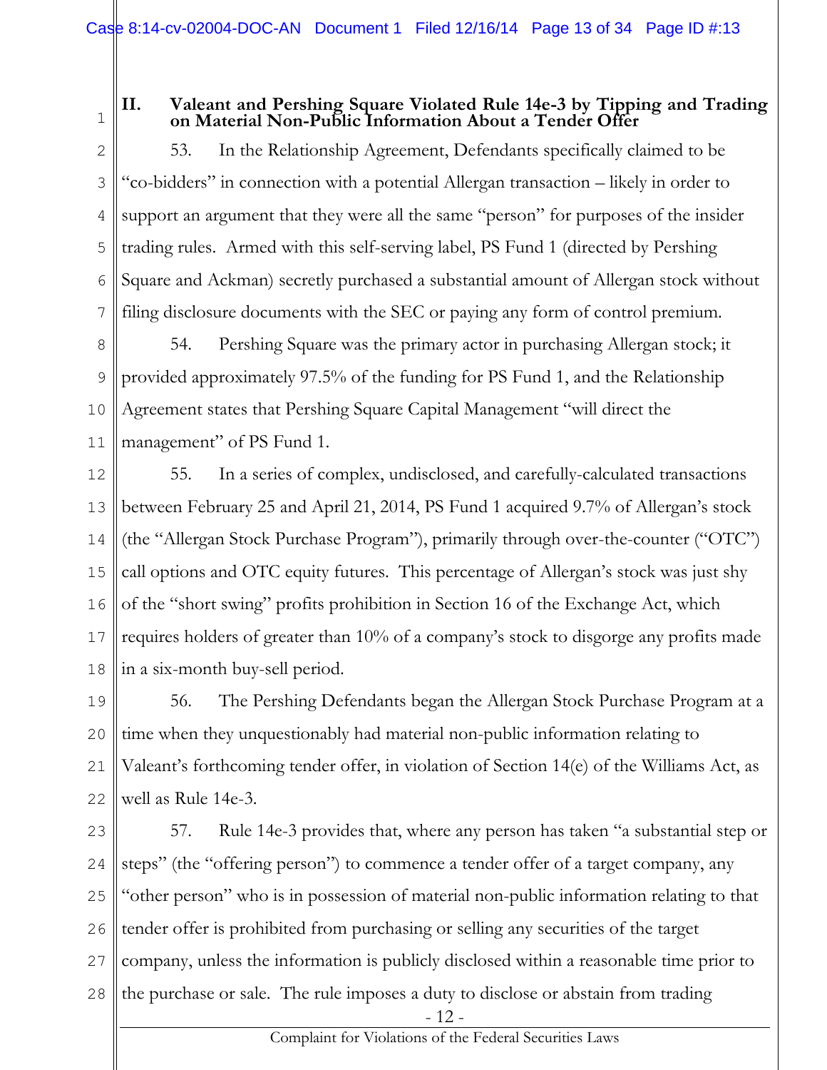## II. Valeant and Pershing Square Violated Rule 14e-3 by Tipping and Trading on Material Non-Public Information About a Tender Offer

53. In the Relationship Agreement, Defendants specifically claimed to be "co-bidders" in connection with a potential Allergan transaction – likely in order to support an argument that they were all the same "person" for purposes of the insider trading rules. Armed with this self-serving label, PS Fund 1 (directed by Pershing Square and Ackman) secretly purchased a substantial amount of Allergan stock without filing disclosure documents with the SEC or paying any form of control premium.

54. Pershing Square was the primary actor in purchasing Allergan stock; it provided approximately 97.5% of the funding for PS Fund 1, and the Relationship Agreement states that Pershing Square Capital Management "will direct the management" of PS Fund 1.

55. In a series of complex, undisclosed, and carefully-calculated transactions between February 25 and April 21, 2014, PS Fund 1 acquired 9.7% of Allergan's stock (the "Allergan Stock Purchase Program"), primarily through over-the-counter ("OTC") call options and OTC equity futures. This percentage of Allergan's stock was just shy of the "short swing" profits prohibition in Section 16 of the Exchange Act, which requires holders of greater than 10% of a company's stock to disgorge any profits made in a six-month buy-sell period.

56. The Pershing Defendants began the Allergan Stock Purchase Program at a time when they unquestionably had material non-public information relating to Valeant's forthcoming tender offer, in violation of Section 14(e) of the Williams Act, as well as Rule 14e-3.

57. Rule 14e-3 provides that, where any person has taken "a substantial step or steps" (the "offering person") to commence a tender offer of a target company, any "other person" who is in possession of material non-public information relating to that tender offer is prohibited from purchasing or selling any securities of the target company, unless the information is publicly disclosed within a reasonable time prior to the purchase or sale. The rule imposes a duty to disclose or abstain from trading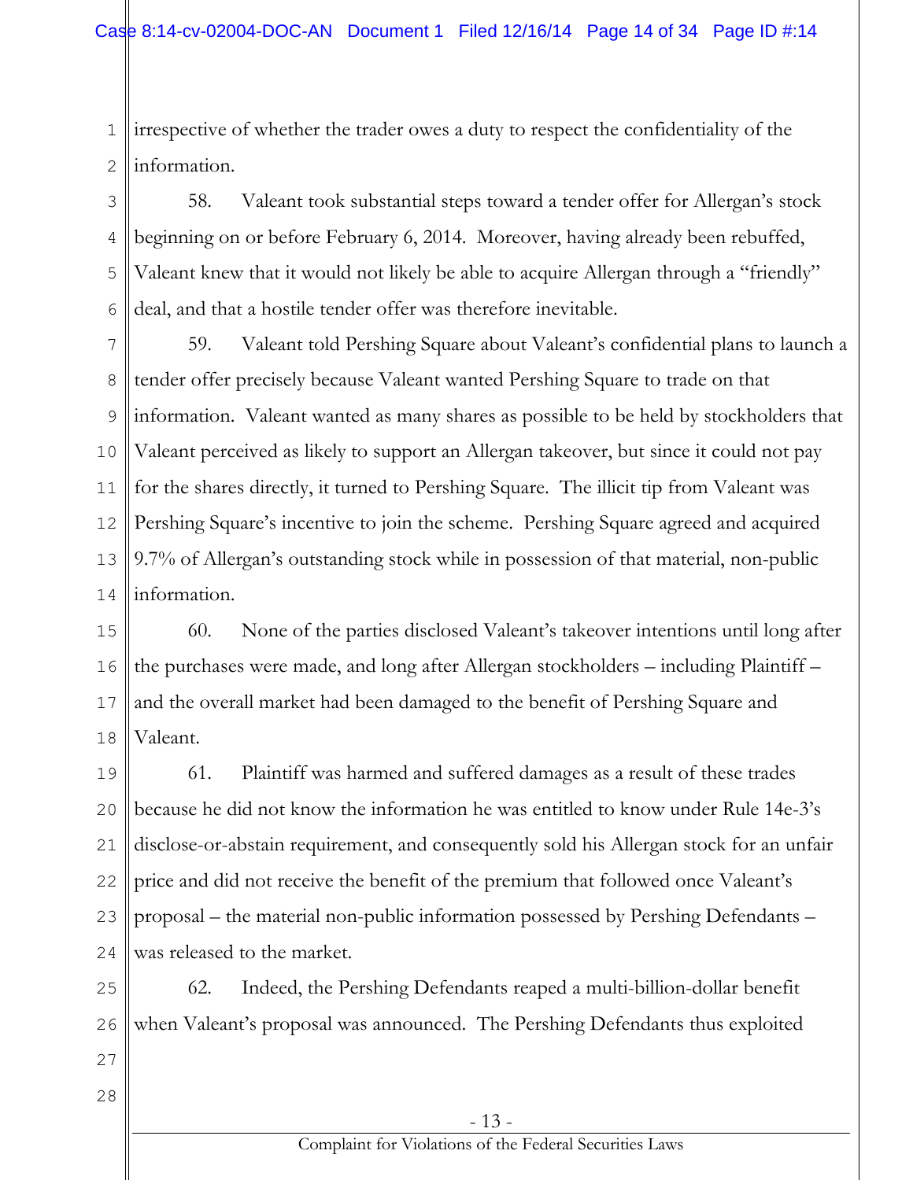irrespective of whether the trader owes a duty to respect the confidentiality of the information.

58. Valeant took substantial steps toward a tender offer for Allergan's stock beginning on or before February 6, 2014. Moreover, having already been rebuffed, Valeant knew that it would not likely be able to acquire Allergan through a "friendly" deal, and that a hostile tender offer was therefore inevitable.

59. Valeant told Pershing Square about Valeant's confidential plans to launch a tender offer precisely because Valeant wanted Pershing Square to trade on that information. Valeant wanted as many shares as possible to be held by stockholders that Valeant perceived as likely to support an Allergan takeover, but since it could not pay for the shares directly, it turned to Pershing Square. The illicit tip from Valeant was Pershing Square's incentive to join the scheme. Pershing Square agreed and acquired 9.7% of Allergan's outstanding stock while in possession of that material, non-public information.

60. None of the parties disclosed Valeant's takeover intentions until long after the purchases were made, and long after Allergan stockholders – including Plaintiff – and the overall market had been damaged to the benefit of Pershing Square and Valeant.

61. Plaintiff was harmed and suffered damages as a result of these trades because he did not know the information he was entitled to know under Rule 14e-3's disclose-or-abstain requirement, and consequently sold his Allergan stock for an unfair price and did not receive the benefit of the premium that followed once Valeant's proposal – the material non-public information possessed by Pershing Defendants – was released to the market.

62. Indeed, the Pershing Defendants reaped a multi-billion-dollar benefit when Valeant's proposal was announced. The Pershing Defendants thus exploited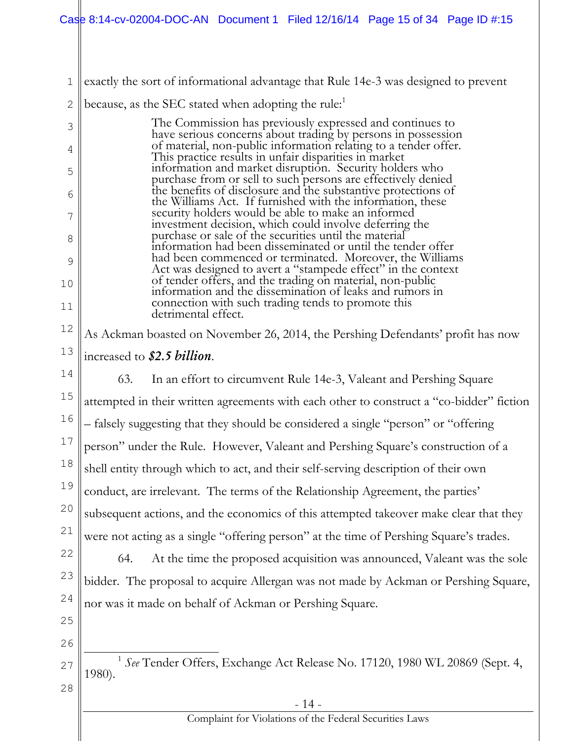exactly the sort of informational advantage that Rule 14e-3 was designed to prevent because, as the SEC stated when adopting the rule:[1]

> The Commission has previously expressed and continues to have serious concerns about trading by persons in possession of material, non-public information relating to a tender offer. This practice results in unfair disparities in market information and market disruption. Security holders who purchase from or sell to such persons are effectively denied the benefits of disclosure and the substantive protections of the Williams Act. If furnished with the information, these security holders would be able to make an informed investment decision, which could involve deferring the purchase or sale of the securities until the material information had been disseminated or until the tender offer had been commenced or terminated. Moreover, the Williams Act was designed to avert a "stampede effect" in the context of tender offers, and the trading on material, non-public information and the dissemination of leaks and rumors in connection with such trading tends to promote this detrimental effect.

As Ackman boasted on November 26, 2014, the Pershing Defendants' profit has now increased to ***$2.5 billion***.

63. In an effort to circumvent Rule 14e-3, Valeant and Pershing Square attempted in their written agreements with each other to construct a "co-bidder" fiction – falsely suggesting that they should be considered a single "person" or "offering person" under the Rule. However, Valeant and Pershing Square's construction of a shell entity through which to act, and their self-serving description of their own conduct, are irrelevant. The terms of the Relationship Agreement, the parties' subsequent actions, and the economics of this attempted takeover make clear that they were not acting as a single "offering person" at the time of Pershing Square's trades.

64. At the time the proposed acquisition was announced, Valeant was the sole bidder. The proposal to acquire Allergan was not made by Ackman or Pershing Square, nor was it made on behalf of Ackman or Pershing Square.

---

[1] *See* Tender Offers, Exchange Act Release No. 17120, 1980 WL 20869 (Sept. 4, 1980).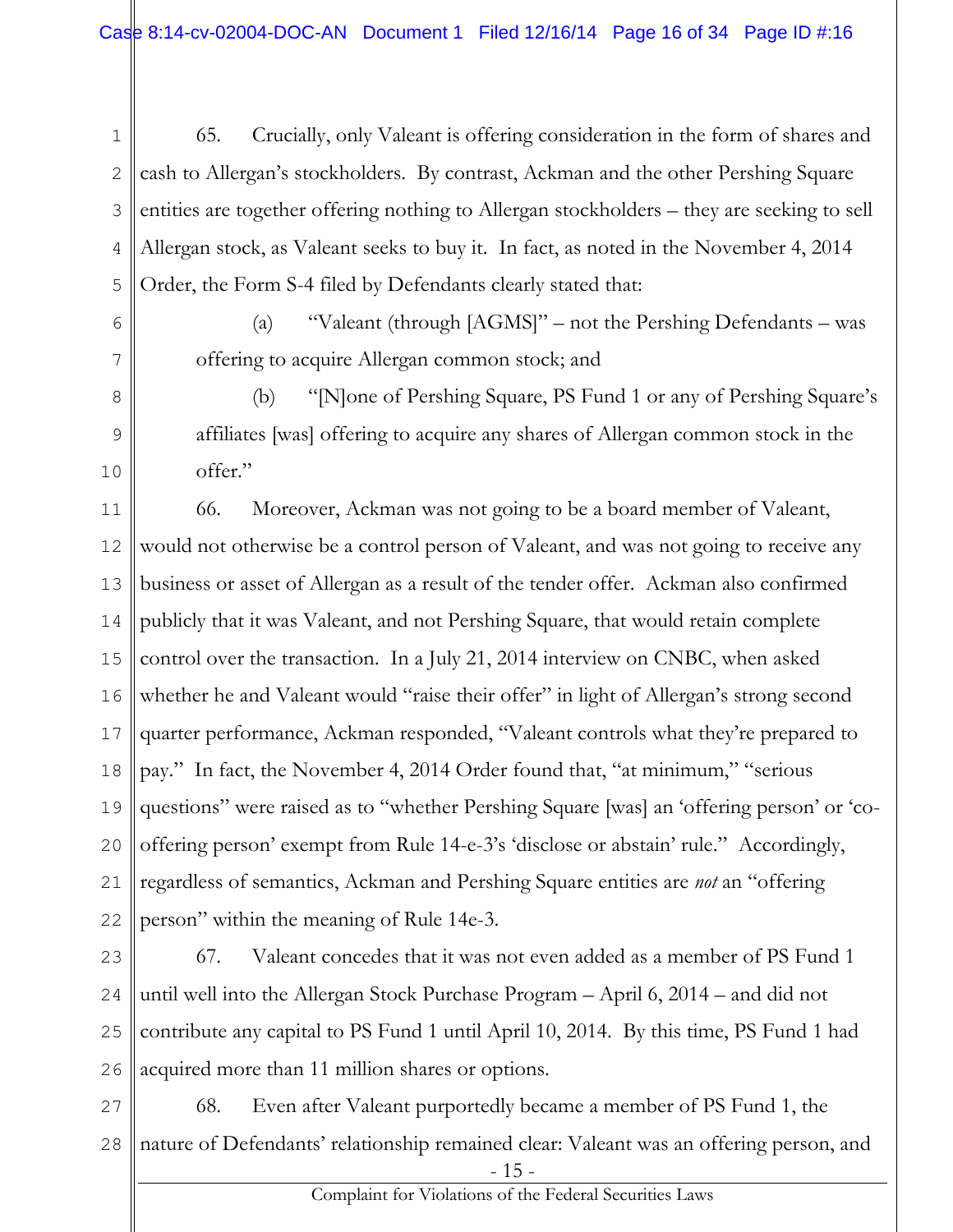65. Crucially, only Valeant is offering consideration in the form of shares and cash to Allergan's stockholders. By contrast, Ackman and the other Pershing Square entities are together offering nothing to Allergan stockholders – they are seeking to sell Allergan stock, as Valeant seeks to buy it. In fact, as noted in the November 4, 2014 Order, the Form S-4 filed by Defendants clearly stated that:

(a) "Valeant (through [AGMS]" – not the Pershing Defendants – was offering to acquire Allergan common stock; and

(b) "[N]one of Pershing Square, PS Fund 1 or any of Pershing Square's affiliates [was] offering to acquire any shares of Allergan common stock in the offer."

66. Moreover, Ackman was not going to be a board member of Valeant, would not otherwise be a control person of Valeant, and was not going to receive any business or asset of Allergan as a result of the tender offer. Ackman also confirmed publicly that it was Valeant, and not Pershing Square, that would retain complete control over the transaction. In a July 21, 2014 interview on CNBC, when asked whether he and Valeant would "raise their offer" in light of Allergan's strong second quarter performance, Ackman responded, "Valeant controls what they're prepared to pay." In fact, the November 4, 2014 Order found that, "at minimum," "serious questions" were raised as to "whether Pershing Square [was] an 'offering person' or 'co-offering person' exempt from Rule 14-e-3's 'disclose or abstain' rule." Accordingly, regardless of semantics, Ackman and Pershing Square entities are *not* an "offering person" within the meaning of Rule 14e-3.

67. Valeant concedes that it was not even added as a member of PS Fund 1 until well into the Allergan Stock Purchase Program – April 6, 2014 – and did not contribute any capital to PS Fund 1 until April 10, 2014. By this time, PS Fund 1 had acquired more than 11 million shares or options.

68. Even after Valeant purportedly became a member of PS Fund 1, the nature of Defendants' relationship remained clear: Valeant was an offering person, and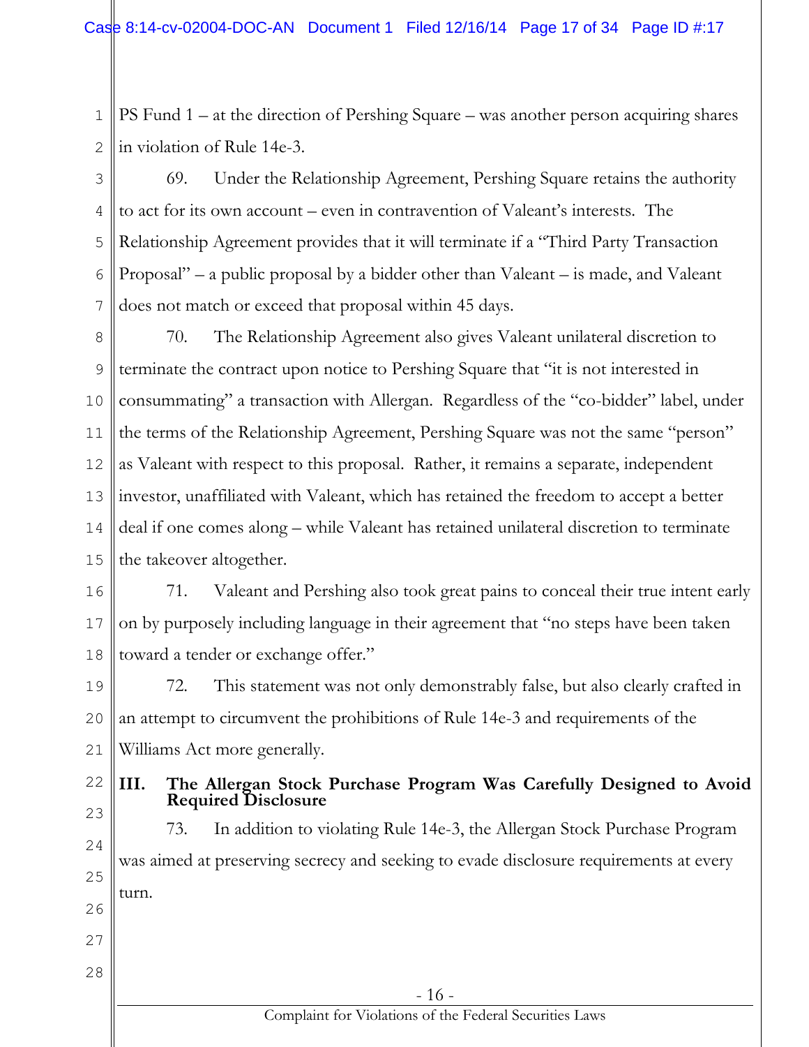PS Fund 1 – at the direction of Pershing Square – was another person acquiring shares in violation of Rule 14e-3.

69. Under the Relationship Agreement, Pershing Square retains the authority to act for its own account – even in contravention of Valeant's interests. The Relationship Agreement provides that it will terminate if a "Third Party Transaction Proposal" – a public proposal by a bidder other than Valeant – is made, and Valeant does not match or exceed that proposal within 45 days.

70. The Relationship Agreement also gives Valeant unilateral discretion to terminate the contract upon notice to Pershing Square that "it is not interested in consummating" a transaction with Allergan. Regardless of the "co-bidder" label, under the terms of the Relationship Agreement, Pershing Square was not the same "person" as Valeant with respect to this proposal. Rather, it remains a separate, independent investor, unaffiliated with Valeant, which has retained the freedom to accept a better deal if one comes along – while Valeant has retained unilateral discretion to terminate the takeover altogether.

71. Valeant and Pershing also took great pains to conceal their true intent early on by purposely including language in their agreement that "no steps have been taken toward a tender or exchange offer."

72. This statement was not only demonstrably false, but also clearly crafted in an attempt to circumvent the prohibitions of Rule 14e-3 and requirements of the Williams Act more generally.

## III. The Allergan Stock Purchase Program Was Carefully Designed to Avoid Required Disclosure

73. In addition to violating Rule 14e-3, the Allergan Stock Purchase Program was aimed at preserving secrecy and seeking to evade disclosure requirements at every turn.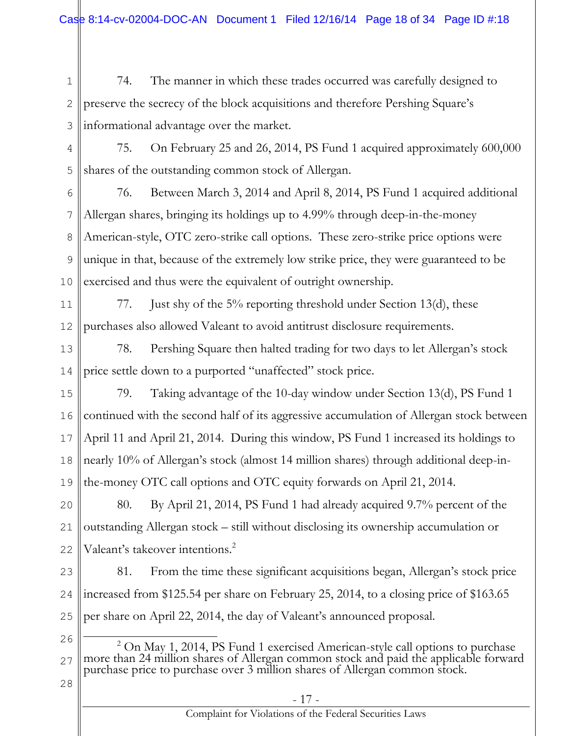74. The manner in which these trades occurred was carefully designed to preserve the secrecy of the block acquisitions and therefore Pershing Square's informational advantage over the market.

75. On February 25 and 26, 2014, PS Fund 1 acquired approximately 600,000 shares of the outstanding common stock of Allergan.

76. Between March 3, 2014 and April 8, 2014, PS Fund 1 acquired additional Allergan shares, bringing its holdings up to 4.99% through deep-in-the-money American-style, OTC zero-strike call options. These zero-strike price options were unique in that, because of the extremely low strike price, they were guaranteed to be exercised and thus were the equivalent of outright ownership.

77. Just shy of the 5% reporting threshold under Section 13(d), these purchases also allowed Valeant to avoid antitrust disclosure requirements.

78. Pershing Square then halted trading for two days to let Allergan's stock price settle down to a purported "unaffected" stock price.

79. Taking advantage of the 10-day window under Section 13(d), PS Fund 1 continued with the second half of its aggressive accumulation of Allergan stock between April 11 and April 21, 2014. During this window, PS Fund 1 increased its holdings to nearly 10% of Allergan's stock (almost 14 million shares) through additional deep-in-the-money OTC call options and OTC equity forwards on April 21, 2014.

80. By April 21, 2014, PS Fund 1 had already acquired 9.7% percent of the outstanding Allergan stock – still without disclosing its ownership accumulation or Valeant's takeover intentions.[2]

81. From the time these significant acquisitions began, Allergan's stock price increased from $125.54 per share on February 25, 2014, to a closing price of $163.65 per share on April 22, 2014, the day of Valeant's announced proposal.

---

[2] On May 1, 2014, PS Fund 1 exercised American-style call options to purchase more than 24 million shares of Allergan common stock and paid the applicable forward purchase price to purchase over 3 million shares of Allergan common stock.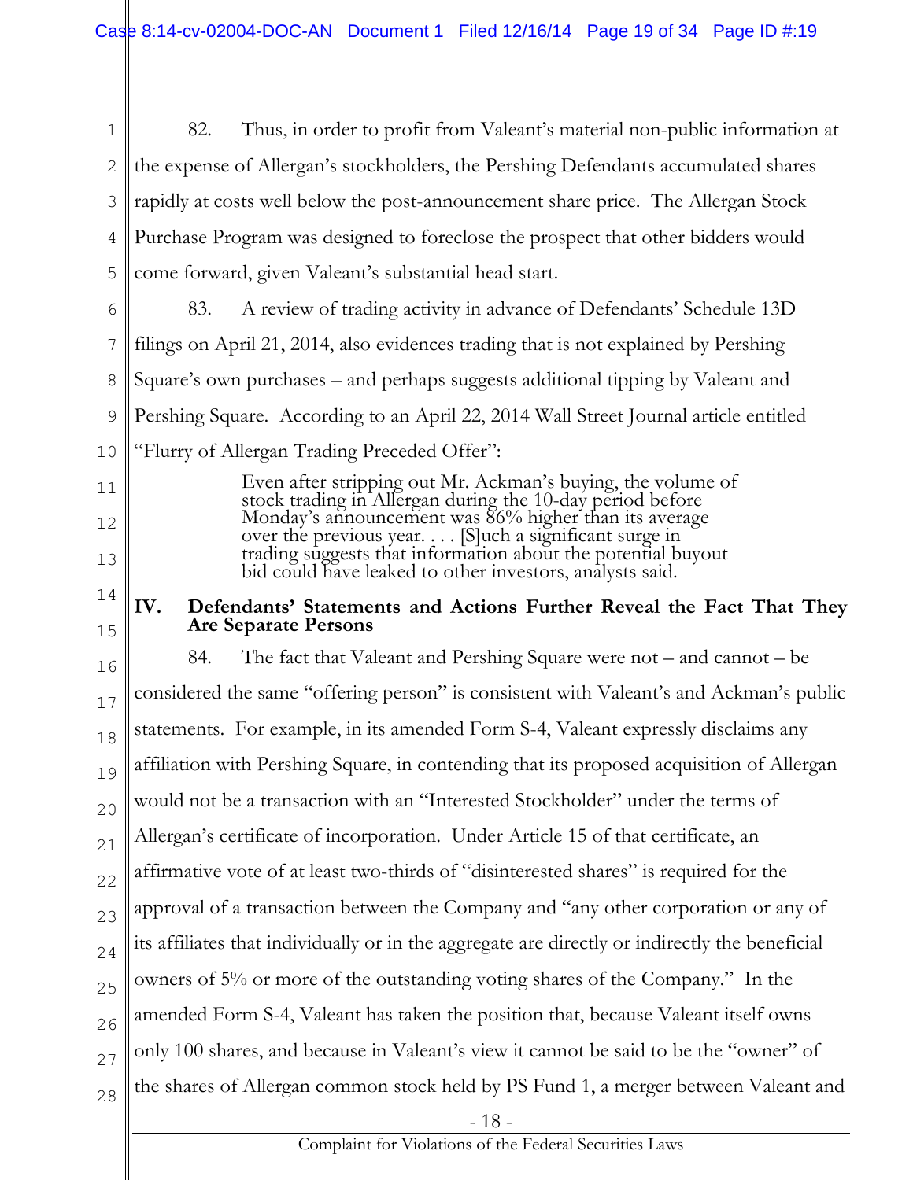82. Thus, in order to profit from Valeant's material non-public information at the expense of Allergan's stockholders, the Pershing Defendants accumulated shares rapidly at costs well below the post-announcement share price. The Allergan Stock Purchase Program was designed to foreclose the prospect that other bidders would come forward, given Valeant's substantial head start.

83. A review of trading activity in advance of Defendants' Schedule 13D filings on April 21, 2014, also evidences trading that is not explained by Pershing Square's own purchases – and perhaps suggests additional tipping by Valeant and Pershing Square. According to an April 22, 2014 Wall Street Journal article entitled "Flurry of Allergan Trading Preceded Offer":

> Even after stripping out Mr. Ackman's buying, the volume of stock trading in Allergan during the 10-day period before Monday's announcement was 86% higher than its average over the previous year. . . . [S]uch a significant surge in trading suggests that information about the potential buyout bid could have leaked to other investors, analysts said.

## IV. Defendants' Statements and Actions Further Reveal the Fact That They Are Separate Persons

84. The fact that Valeant and Pershing Square were not – and cannot – be considered the same "offering person" is consistent with Valeant's and Ackman's public statements. For example, in its amended Form S-4, Valeant expressly disclaims any affiliation with Pershing Square, in contending that its proposed acquisition of Allergan would not be a transaction with an "Interested Stockholder" under the terms of Allergan's certificate of incorporation. Under Article 15 of that certificate, an affirmative vote of at least two-thirds of "disinterested shares" is required for the approval of a transaction between the Company and "any other corporation or any of its affiliates that individually or in the aggregate are directly or indirectly the beneficial owners of 5% or more of the outstanding voting shares of the Company." In the amended Form S-4, Valeant has taken the position that, because Valeant itself owns only 100 shares, and because in Valeant's view it cannot be said to be the "owner" of the shares of Allergan common stock held by PS Fund 1, a merger between Valeant and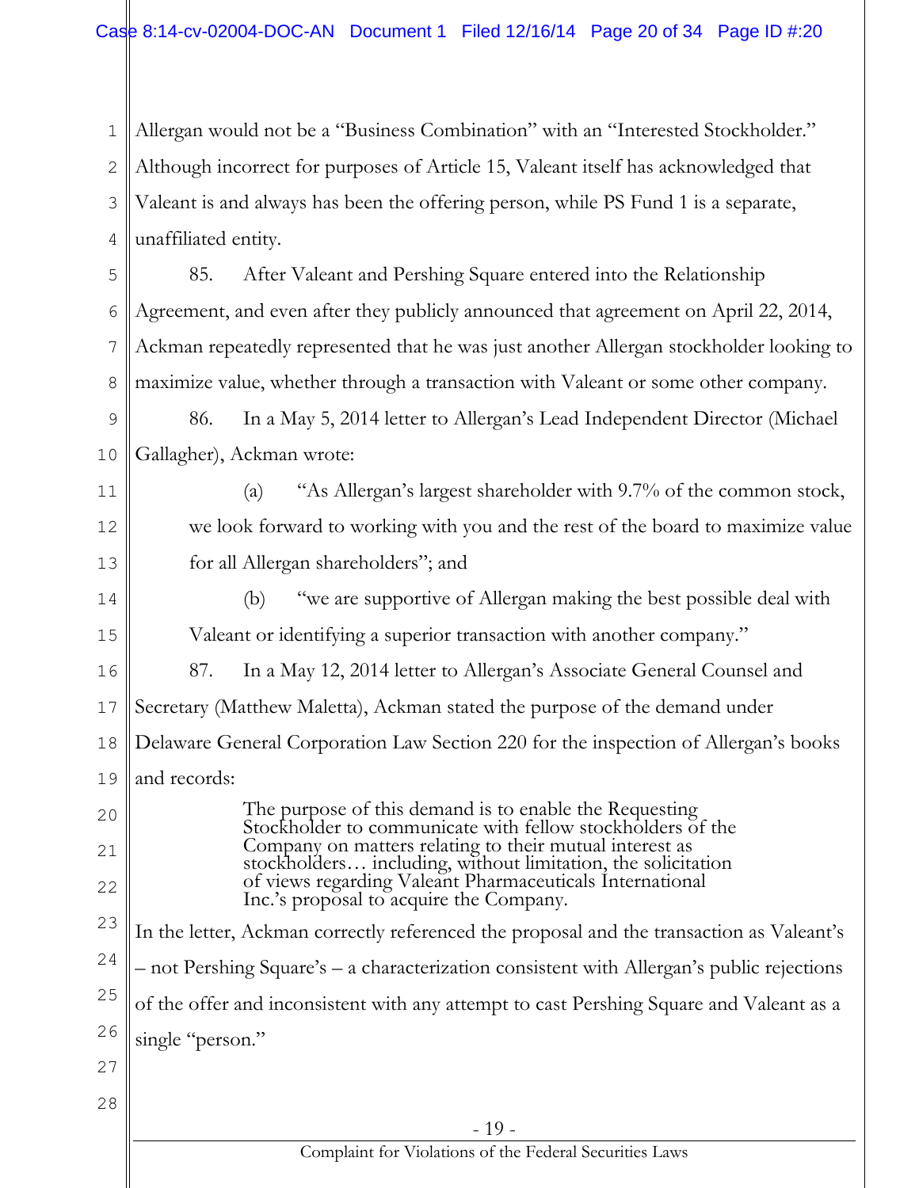Allergan would not be a "Business Combination" with an "Interested Stockholder." Although incorrect for purposes of Article 15, Valeant itself has acknowledged that Valeant is and always has been the offering person, while PS Fund 1 is a separate, unaffiliated entity.

85. After Valeant and Pershing Square entered into the Relationship Agreement, and even after they publicly announced that agreement on April 22, 2014, Ackman repeatedly represented that he was just another Allergan stockholder looking to maximize value, whether through a transaction with Valeant or some other company.

86. In a May 5, 2014 letter to Allergan's Lead Independent Director (Michael Gallagher), Ackman wrote:

(a) "As Allergan's largest shareholder with 9.7% of the common stock, we look forward to working with you and the rest of the board to maximize value for all Allergan shareholders"; and

(b) "we are supportive of Allergan making the best possible deal with Valeant or identifying a superior transaction with another company."

87. In a May 12, 2014 letter to Allergan's Associate General Counsel and Secretary (Matthew Maletta), Ackman stated the purpose of the demand under Delaware General Corporation Law Section 220 for the inspection of Allergan's books and records:

> The purpose of this demand is to enable the Requesting Stockholder to communicate with fellow stockholders of the Company on matters relating to their mutual interest as stockholders… including, without limitation, the solicitation of views regarding Valeant Pharmaceuticals International Inc.'s proposal to acquire the Company.

In the letter, Ackman correctly referenced the proposal and the transaction as Valeant's – not Pershing Square's – a characterization consistent with Allergan's public rejections of the offer and inconsistent with any attempt to cast Pershing Square and Valeant as a single "person."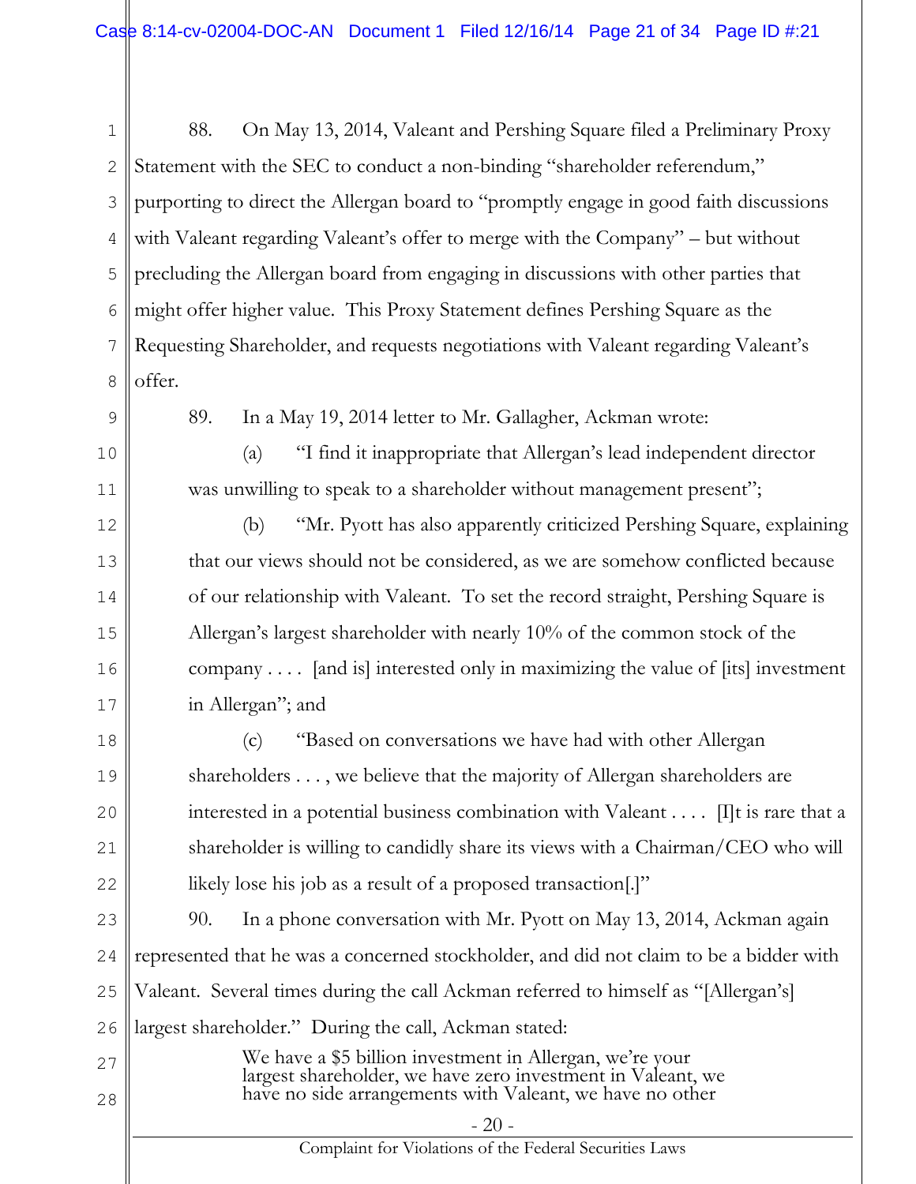88. On May 13, 2014, Valeant and Pershing Square filed a Preliminary Proxy Statement with the SEC to conduct a non-binding "shareholder referendum," purporting to direct the Allergan board to "promptly engage in good faith discussions with Valeant regarding Valeant's offer to merge with the Company" – but without precluding the Allergan board from engaging in discussions with other parties that might offer higher value. This Proxy Statement defines Pershing Square as the Requesting Shareholder, and requests negotiations with Valeant regarding Valeant's offer.

89. In a May 19, 2014 letter to Mr. Gallagher, Ackman wrote:

> (a) "I find it inappropriate that Allergan's lead independent director was unwilling to speak to a shareholder without management present";
>
> (b) "Mr. Pyott has also apparently criticized Pershing Square, explaining that our views should not be considered, as we are somehow conflicted because of our relationship with Valeant. To set the record straight, Pershing Square is Allergan's largest shareholder with nearly 10% of the common stock of the company . . . . [and is] interested only in maximizing the value of [its] investment in Allergan"; and
>
> (c) "Based on conversations we have had with other Allergan shareholders . . . , we believe that the majority of Allergan shareholders are interested in a potential business combination with Valeant . . . . [I]t is rare that a shareholder is willing to candidly share its views with a Chairman/CEO who will likely lose his job as a result of a proposed transaction[.]"

90. In a phone conversation with Mr. Pyott on May 13, 2014, Ackman again represented that he was a concerned stockholder, and did not claim to be a bidder with Valeant. Several times during the call Ackman referred to himself as "[Allergan's] largest shareholder." During the call, Ackman stated:

> We have a $5 billion investment in Allergan, we're your largest shareholder, we have zero investment in Valeant, we have no side arrangements with Valeant, we have no other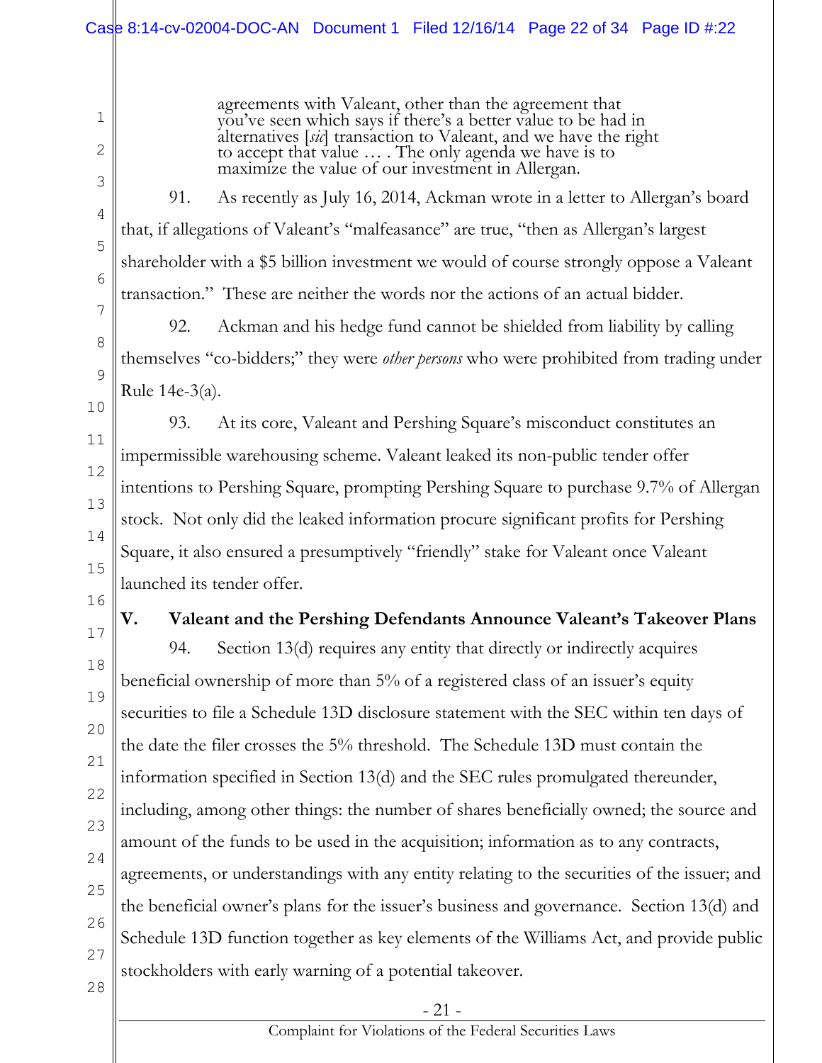> agreements with Valeant, other than the agreement that you've seen which says if there's a better value to be had in alternatives [*sic*] transaction to Valeant, and we have the right to accept that value … . The only agenda we have is to maximize the value of our investment in Allergan.

91. As recently as July 16, 2014, Ackman wrote in a letter to Allergan's board that, if allegations of Valeant's "malfeasance" are true, "then as Allergan's largest shareholder with a $5 billion investment we would of course strongly oppose a Valeant transaction." These are neither the words nor the actions of an actual bidder.

92. Ackman and his hedge fund cannot be shielded from liability by calling themselves "co-bidders;" they were *other persons* who were prohibited from trading under Rule 14e-3(a).

93. At its core, Valeant and Pershing Square's misconduct constitutes an impermissible warehousing scheme. Valeant leaked its non-public tender offer intentions to Pershing Square, prompting Pershing Square to purchase 9.7% of Allergan stock. Not only did the leaked information procure significant profits for Pershing Square, it also ensured a presumptively "friendly" stake for Valeant once Valeant launched its tender offer.

## V. Valeant and the Pershing Defendants Announce Valeant's Takeover Plans

94. Section 13(d) requires any entity that directly or indirectly acquires beneficial ownership of more than 5% of a registered class of an issuer's equity securities to file a Schedule 13D disclosure statement with the SEC within ten days of the date the filer crosses the 5% threshold. The Schedule 13D must contain the information specified in Section 13(d) and the SEC rules promulgated thereunder, including, among other things: the number of shares beneficially owned; the source and amount of the funds to be used in the acquisition; information as to any contracts, agreements, or understandings with any entity relating to the securities of the issuer; and the beneficial owner's plans for the issuer's business and governance. Section 13(d) and Schedule 13D function together as key elements of the Williams Act, and provide public stockholders with early warning of a potential takeover.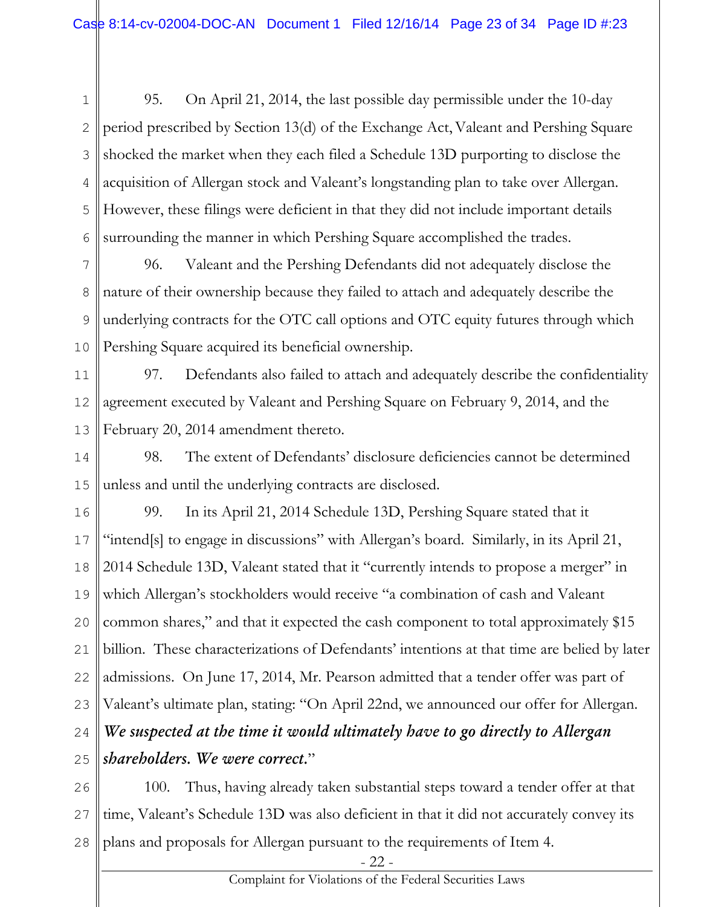95. On April 21, 2014, the last possible day permissible under the 10-day period prescribed by Section 13(d) of the Exchange Act, Valeant and Pershing Square shocked the market when they each filed a Schedule 13D purporting to disclose the acquisition of Allergan stock and Valeant's longstanding plan to take over Allergan. However, these filings were deficient in that they did not include important details surrounding the manner in which Pershing Square accomplished the trades.

96. Valeant and the Pershing Defendants did not adequately disclose the nature of their ownership because they failed to attach and adequately describe the underlying contracts for the OTC call options and OTC equity futures through which Pershing Square acquired its beneficial ownership.

97. Defendants also failed to attach and adequately describe the confidentiality agreement executed by Valeant and Pershing Square on February 9, 2014, and the February 20, 2014 amendment thereto.

98. The extent of Defendants' disclosure deficiencies cannot be determined unless and until the underlying contracts are disclosed.

99. In its April 21, 2014 Schedule 13D, Pershing Square stated that it "intend[s] to engage in discussions" with Allergan's board. Similarly, in its April 21, 2014 Schedule 13D, Valeant stated that it "currently intends to propose a merger" in which Allergan's stockholders would receive "a combination of cash and Valeant common shares," and that it expected the cash component to total approximately $15 billion. These characterizations of Defendants' intentions at that time are belied by later admissions. On June 17, 2014, Mr. Pearson admitted that a tender offer was part of Valeant's ultimate plan, stating: "On April 22nd, we announced our offer for Allergan. ***We suspected at the time it would ultimately have to go directly to Allergan shareholders. We were correct.***"

100. Thus, having already taken substantial steps toward a tender offer at that time, Valeant's Schedule 13D was also deficient in that it did not accurately convey its plans and proposals for Allergan pursuant to the requirements of Item 4.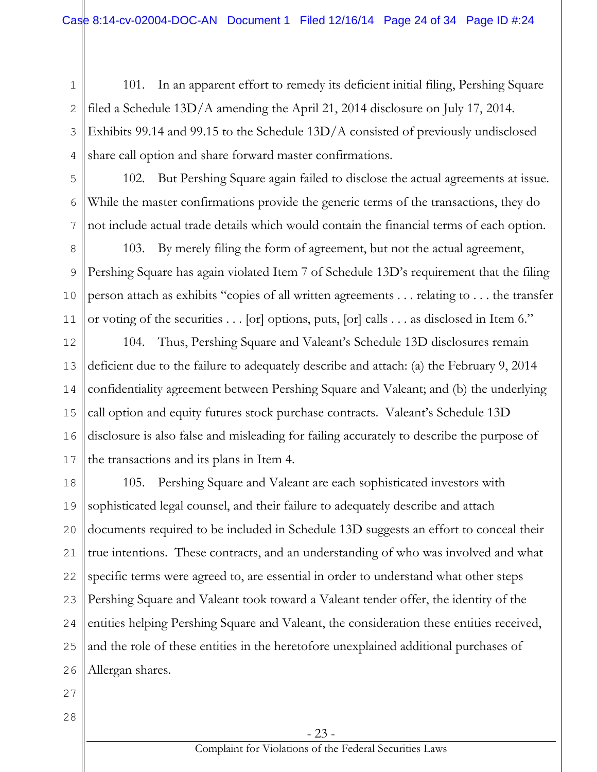101. In an apparent effort to remedy its deficient initial filing, Pershing Square filed a Schedule 13D/A amending the April 21, 2014 disclosure on July 17, 2014. Exhibits 99.14 and 99.15 to the Schedule 13D/A consisted of previously undisclosed share call option and share forward master confirmations.

102. But Pershing Square again failed to disclose the actual agreements at issue. While the master confirmations provide the generic terms of the transactions, they do not include actual trade details which would contain the financial terms of each option.

103. By merely filing the form of agreement, but not the actual agreement, Pershing Square has again violated Item 7 of Schedule 13D's requirement that the filing person attach as exhibits "copies of all written agreements . . . relating to . . . the transfer or voting of the securities . . . [or] options, puts, [or] calls . . . as disclosed in Item 6."

104. Thus, Pershing Square and Valeant's Schedule 13D disclosures remain deficient due to the failure to adequately describe and attach: (a) the February 9, 2014 confidentiality agreement between Pershing Square and Valeant; and (b) the underlying call option and equity futures stock purchase contracts. Valeant's Schedule 13D disclosure is also false and misleading for failing accurately to describe the purpose of the transactions and its plans in Item 4.

105. Pershing Square and Valeant are each sophisticated investors with sophisticated legal counsel, and their failure to adequately describe and attach documents required to be included in Schedule 13D suggests an effort to conceal their true intentions. These contracts, and an understanding of who was involved and what specific terms were agreed to, are essential in order to understand what other steps Pershing Square and Valeant took toward a Valeant tender offer, the identity of the entities helping Pershing Square and Valeant, the consideration these entities received, and the role of these entities in the heretofore unexplained additional purchases of Allergan shares.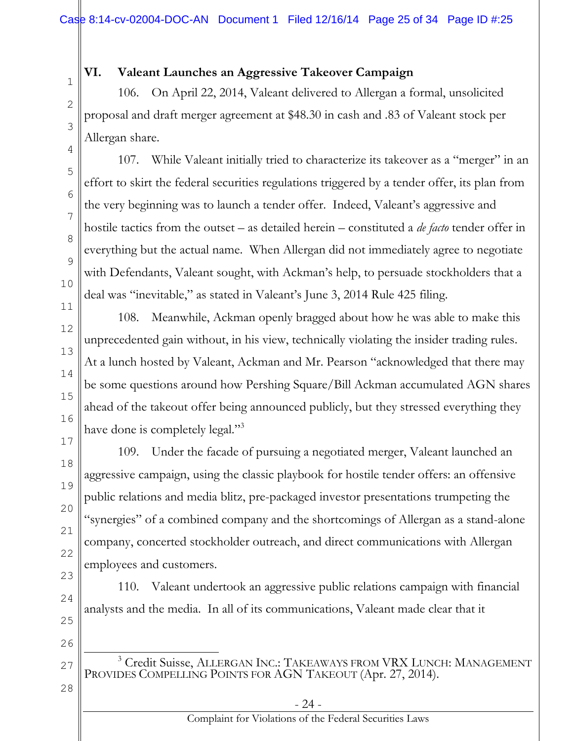## VI. Valeant Launches an Aggressive Takeover Campaign

106. On April 22, 2014, Valeant delivered to Allergan a formal, unsolicited proposal and draft merger agreement at $48.30 in cash and .83 of Valeant stock per Allergan share.

107. While Valeant initially tried to characterize its takeover as a "merger" in an effort to skirt the federal securities regulations triggered by a tender offer, its plan from the very beginning was to launch a tender offer. Indeed, Valeant's aggressive and hostile tactics from the outset – as detailed herein – constituted a *de facto* tender offer in everything but the actual name. When Allergan did not immediately agree to negotiate with Defendants, Valeant sought, with Ackman's help, to persuade stockholders that a deal was "inevitable," as stated in Valeant's June 3, 2014 Rule 425 filing.

108. Meanwhile, Ackman openly bragged about how he was able to make this unprecedented gain without, in his view, technically violating the insider trading rules. At a lunch hosted by Valeant, Ackman and Mr. Pearson "acknowledged that there may be some questions around how Pershing Square/Bill Ackman accumulated AGN shares ahead of the takeout offer being announced publicly, but they stressed everything they have done is completely legal."[3]

109. Under the facade of pursuing a negotiated merger, Valeant launched an aggressive campaign, using the classic playbook for hostile tender offers: an offensive public relations and media blitz, pre-packaged investor presentations trumpeting the "synergies" of a combined company and the shortcomings of Allergan as a stand-alone company, concerted stockholder outreach, and direct communications with Allergan employees and customers.

110. Valeant undertook an aggressive public relations campaign with financial analysts and the media. In all of its communications, Valeant made clear that it

---

[3] Credit Suisse, ALLERGAN INC.: TAKEAWAYS FROM VRX LUNCH: MANAGEMENT PROVIDES COMPELLING POINTS FOR AGN TAKEOUT (Apr. 27, 2014).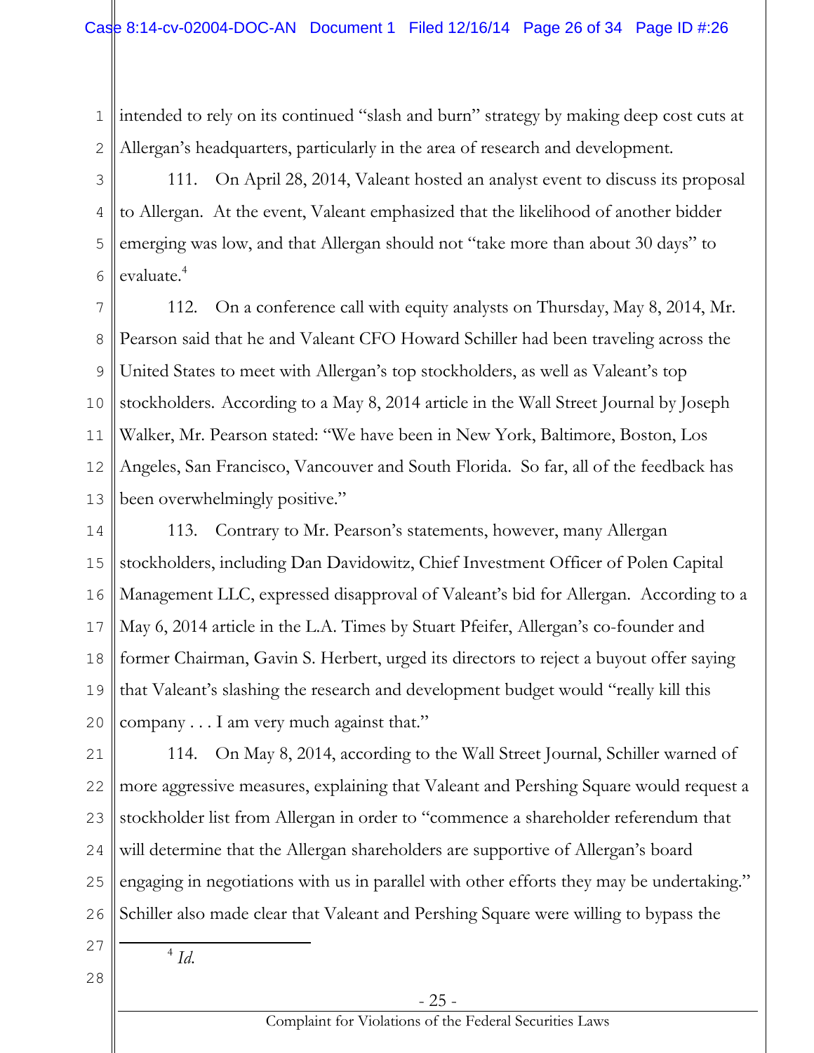intended to rely on its continued "slash and burn" strategy by making deep cost cuts at Allergan's headquarters, particularly in the area of research and development.

111. On April 28, 2014, Valeant hosted an analyst event to discuss its proposal to Allergan. At the event, Valeant emphasized that the likelihood of another bidder emerging was low, and that Allergan should not "take more than about 30 days" to evaluate.[4]

112. On a conference call with equity analysts on Thursday, May 8, 2014, Mr. Pearson said that he and Valeant CFO Howard Schiller had been traveling across the United States to meet with Allergan's top stockholders, as well as Valeant's top stockholders. According to a May 8, 2014 article in the Wall Street Journal by Joseph Walker, Mr. Pearson stated: "We have been in New York, Baltimore, Boston, Los Angeles, San Francisco, Vancouver and South Florida. So far, all of the feedback has been overwhelmingly positive."

113. Contrary to Mr. Pearson's statements, however, many Allergan stockholders, including Dan Davidowitz, Chief Investment Officer of Polen Capital Management LLC, expressed disapproval of Valeant's bid for Allergan. According to a May 6, 2014 article in the L.A. Times by Stuart Pfeifer, Allergan's co-founder and former Chairman, Gavin S. Herbert, urged its directors to reject a buyout offer saying that Valeant's slashing the research and development budget would "really kill this company . . . I am very much against that."

114. On May 8, 2014, according to the Wall Street Journal, Schiller warned of more aggressive measures, explaining that Valeant and Pershing Square would request a stockholder list from Allergan in order to "commence a shareholder referendum that will determine that the Allergan shareholders are supportive of Allergan's board engaging in negotiations with us in parallel with other efforts they may be undertaking." Schiller also made clear that Valeant and Pershing Square were willing to bypass the

---

[4] *Id.*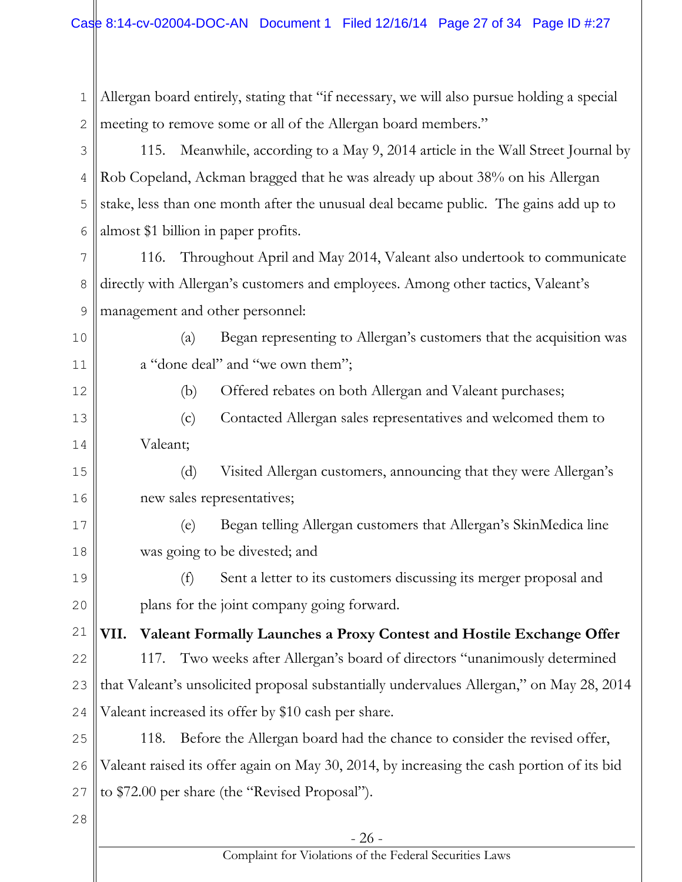Allergan board entirely, stating that "if necessary, we will also pursue holding a special meeting to remove some or all of the Allergan board members."

115. Meanwhile, according to a May 9, 2014 article in the Wall Street Journal by Rob Copeland, Ackman bragged that he was already up about 38% on his Allergan stake, less than one month after the unusual deal became public. The gains add up to almost $1 billion in paper profits.

116. Throughout April and May 2014, Valeant also undertook to communicate directly with Allergan's customers and employees. Among other tactics, Valeant's management and other personnel:

(a) Began representing to Allergan's customers that the acquisition was a "done deal" and "we own them";

(b) Offered rebates on both Allergan and Valeant purchases;

(c) Contacted Allergan sales representatives and welcomed them to Valeant;

(d) Visited Allergan customers, announcing that they were Allergan's new sales representatives;

(e) Began telling Allergan customers that Allergan's SkinMedica line was going to be divested; and

(f) Sent a letter to its customers discussing its merger proposal and plans for the joint company going forward.

## VII. Valeant Formally Launches a Proxy Contest and Hostile Exchange Offer

117. Two weeks after Allergan's board of directors "unanimously determined that Valeant's unsolicited proposal substantially undervalues Allergan," on May 28, 2014 Valeant increased its offer by $10 cash per share.

118. Before the Allergan board had the chance to consider the revised offer, Valeant raised its offer again on May 30, 2014, by increasing the cash portion of its bid to $72.00 per share (the "Revised Proposal").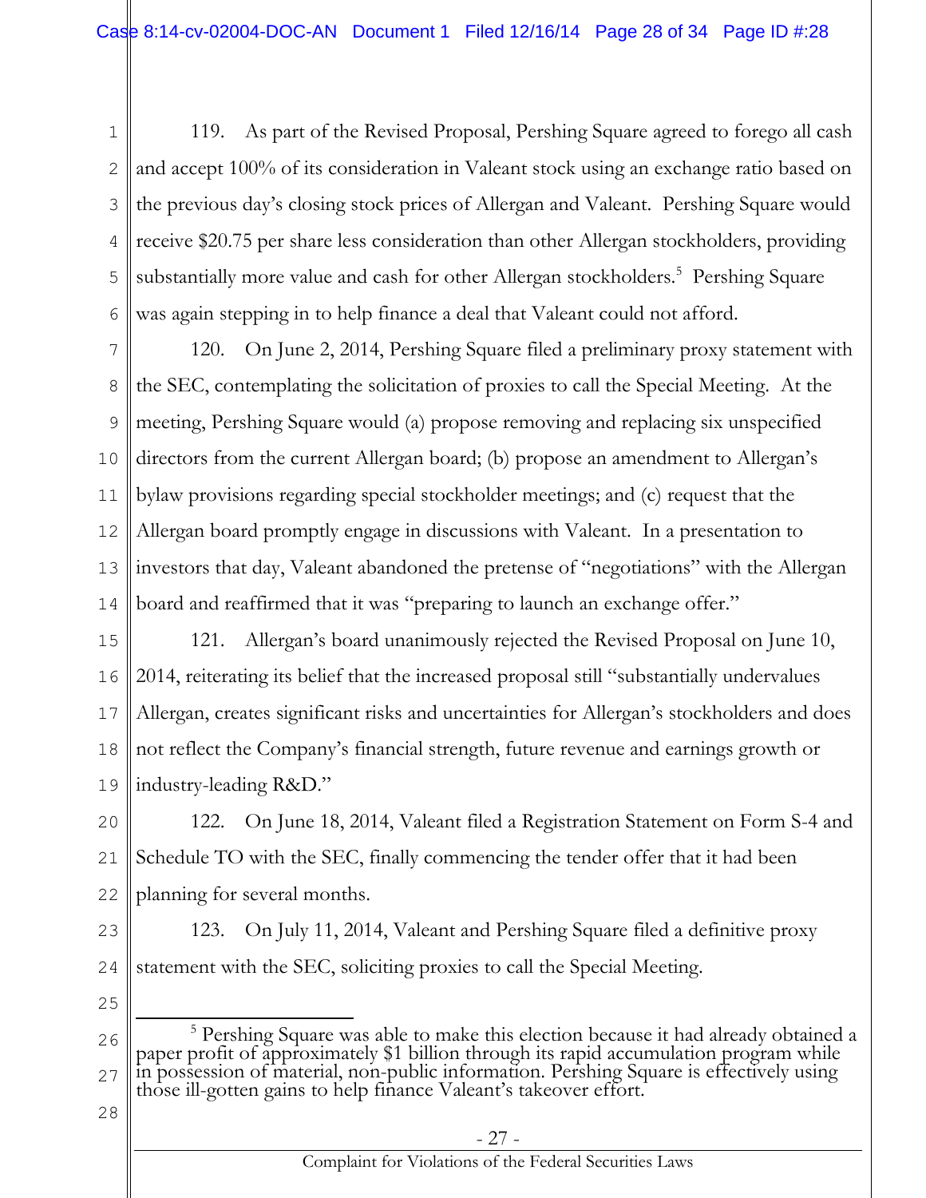119. As part of the Revised Proposal, Pershing Square agreed to forego all cash and accept 100% of its consideration in Valeant stock using an exchange ratio based on the previous day's closing stock prices of Allergan and Valeant. Pershing Square would receive $20.75 per share less consideration than other Allergan stockholders, providing substantially more value and cash for other Allergan stockholders.[5] Pershing Square was again stepping in to help finance a deal that Valeant could not afford.

120. On June 2, 2014, Pershing Square filed a preliminary proxy statement with the SEC, contemplating the solicitation of proxies to call the Special Meeting. At the meeting, Pershing Square would (a) propose removing and replacing six unspecified directors from the current Allergan board; (b) propose an amendment to Allergan's bylaw provisions regarding special stockholder meetings; and (c) request that the Allergan board promptly engage in discussions with Valeant. In a presentation to investors that day, Valeant abandoned the pretense of "negotiations" with the Allergan board and reaffirmed that it was "preparing to launch an exchange offer."

121. Allergan's board unanimously rejected the Revised Proposal on June 10, 2014, reiterating its belief that the increased proposal still "substantially undervalues Allergan, creates significant risks and uncertainties for Allergan's stockholders and does not reflect the Company's financial strength, future revenue and earnings growth or industry-leading R&D."

122. On June 18, 2014, Valeant filed a Registration Statement on Form S-4 and Schedule TO with the SEC, finally commencing the tender offer that it had been planning for several months.

123. On July 11, 2014, Valeant and Pershing Square filed a definitive proxy statement with the SEC, soliciting proxies to call the Special Meeting.

---

[5] Pershing Square was able to make this election because it had already obtained a paper profit of approximately $1 billion through its rapid accumulation program while in possession of material, non-public information. Pershing Square is effectively using those ill-gotten gains to help finance Valeant's takeover effort.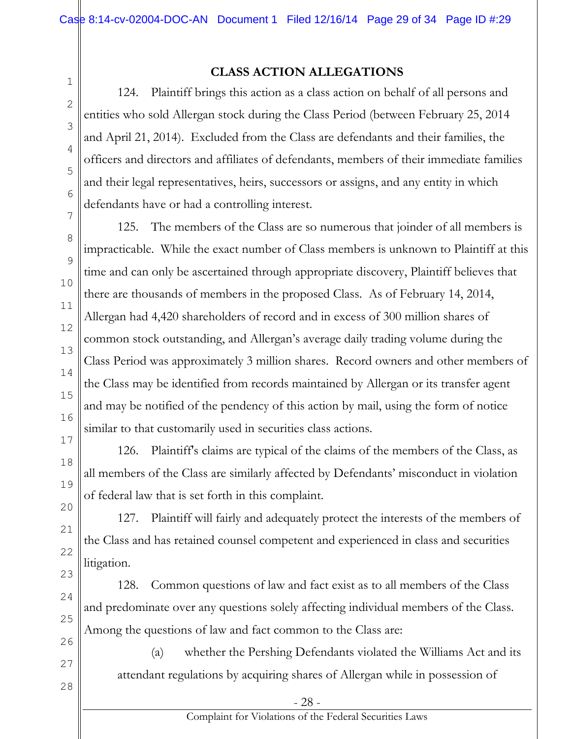## CLASS ACTION ALLEGATIONS

124. Plaintiff brings this action as a class action on behalf of all persons and entities who sold Allergan stock during the Class Period (between February 25, 2014 and April 21, 2014). Excluded from the Class are defendants and their families, the officers and directors and affiliates of defendants, members of their immediate families and their legal representatives, heirs, successors or assigns, and any entity in which defendants have or had a controlling interest.

125. The members of the Class are so numerous that joinder of all members is impracticable. While the exact number of Class members is unknown to Plaintiff at this time and can only be ascertained through appropriate discovery, Plaintiff believes that there are thousands of members in the proposed Class. As of February 14, 2014, Allergan had 4,420 shareholders of record and in excess of 300 million shares of common stock outstanding, and Allergan's average daily trading volume during the Class Period was approximately 3 million shares. Record owners and other members of the Class may be identified from records maintained by Allergan or its transfer agent and may be notified of the pendency of this action by mail, using the form of notice similar to that customarily used in securities class actions.

126. Plaintiff's claims are typical of the claims of the members of the Class, as all members of the Class are similarly affected by Defendants' misconduct in violation of federal law that is set forth in this complaint.

127. Plaintiff will fairly and adequately protect the interests of the members of the Class and has retained counsel competent and experienced in class and securities litigation.

128. Common questions of law and fact exist as to all members of the Class and predominate over any questions solely affecting individual members of the Class. Among the questions of law and fact common to the Class are:

(a) whether the Pershing Defendants violated the Williams Act and its attendant regulations by acquiring shares of Allergan while in possession of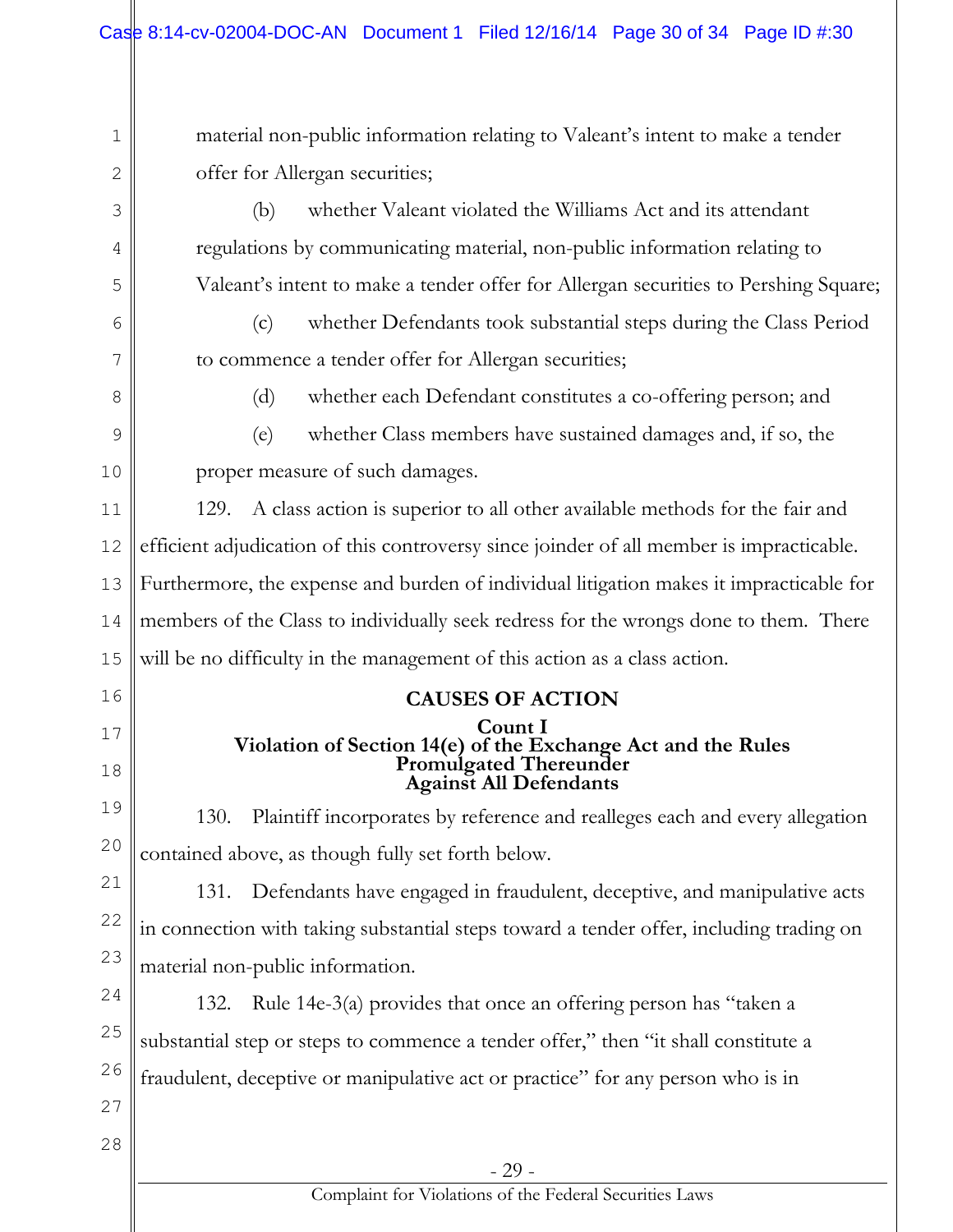material non-public information relating to Valeant's intent to make a tender offer for Allergan securities;

(b) whether Valeant violated the Williams Act and its attendant regulations by communicating material, non-public information relating to Valeant's intent to make a tender offer for Allergan securities to Pershing Square;

(c) whether Defendants took substantial steps during the Class Period to commence a tender offer for Allergan securities;

(d) whether each Defendant constitutes a co-offering person; and

(e) whether Class members have sustained damages and, if so, the proper measure of such damages.

129. A class action is superior to all other available methods for the fair and efficient adjudication of this controversy since joinder of all member is impracticable. Furthermore, the expense and burden of individual litigation makes it impracticable for members of the Class to individually seek redress for the wrongs done to them. There will be no difficulty in the management of this action as a class action.

## CAUSES OF ACTION

### Count I
### Violation of Section 14(e) of the Exchange Act and the Rules Promulgated Thereunder Against All Defendants

130. Plaintiff incorporates by reference and realleges each and every allegation contained above, as though fully set forth below.

131. Defendants have engaged in fraudulent, deceptive, and manipulative acts in connection with taking substantial steps toward a tender offer, including trading on material non-public information.

132. Rule 14e-3(a) provides that once an offering person has "taken a substantial step or steps to commence a tender offer," then "it shall constitute a fraudulent, deceptive or manipulative act or practice" for any person who is in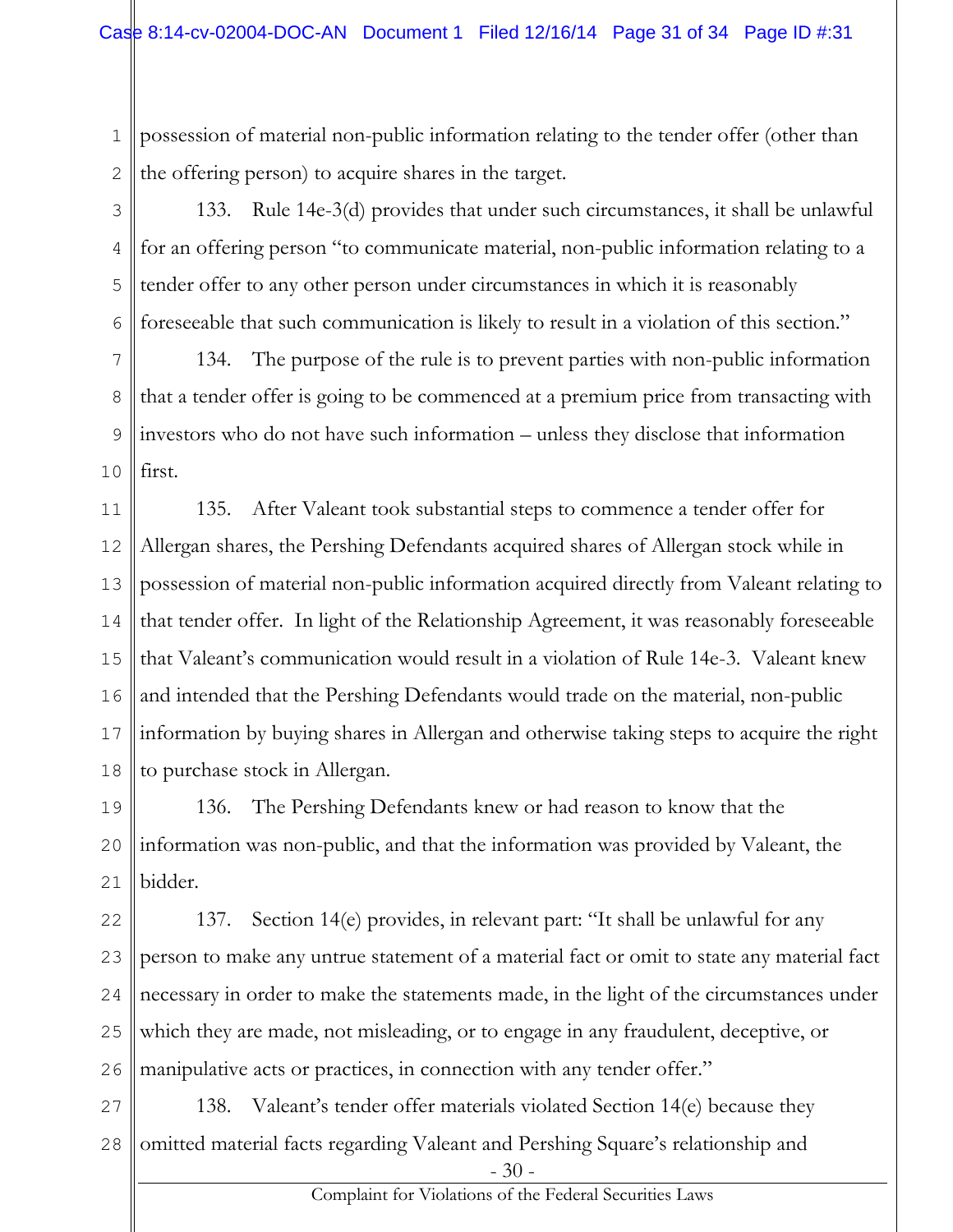possession of material non-public information relating to the tender offer (other than the offering person) to acquire shares in the target.

133. Rule 14e-3(d) provides that under such circumstances, it shall be unlawful for an offering person "to communicate material, non-public information relating to a tender offer to any other person under circumstances in which it is reasonably foreseeable that such communication is likely to result in a violation of this section."

134. The purpose of the rule is to prevent parties with non-public information that a tender offer is going to be commenced at a premium price from transacting with investors who do not have such information – unless they disclose that information first.

135. After Valeant took substantial steps to commence a tender offer for Allergan shares, the Pershing Defendants acquired shares of Allergan stock while in possession of material non-public information acquired directly from Valeant relating to that tender offer. In light of the Relationship Agreement, it was reasonably foreseeable that Valeant's communication would result in a violation of Rule 14e-3. Valeant knew and intended that the Pershing Defendants would trade on the material, non-public information by buying shares in Allergan and otherwise taking steps to acquire the right to purchase stock in Allergan.

136. The Pershing Defendants knew or had reason to know that the information was non-public, and that the information was provided by Valeant, the bidder.

137. Section 14(e) provides, in relevant part: "It shall be unlawful for any person to make any untrue statement of a material fact or omit to state any material fact necessary in order to make the statements made, in the light of the circumstances under which they are made, not misleading, or to engage in any fraudulent, deceptive, or manipulative acts or practices, in connection with any tender offer."

138. Valeant's tender offer materials violated Section 14(e) because they omitted material facts regarding Valeant and Pershing Square's relationship and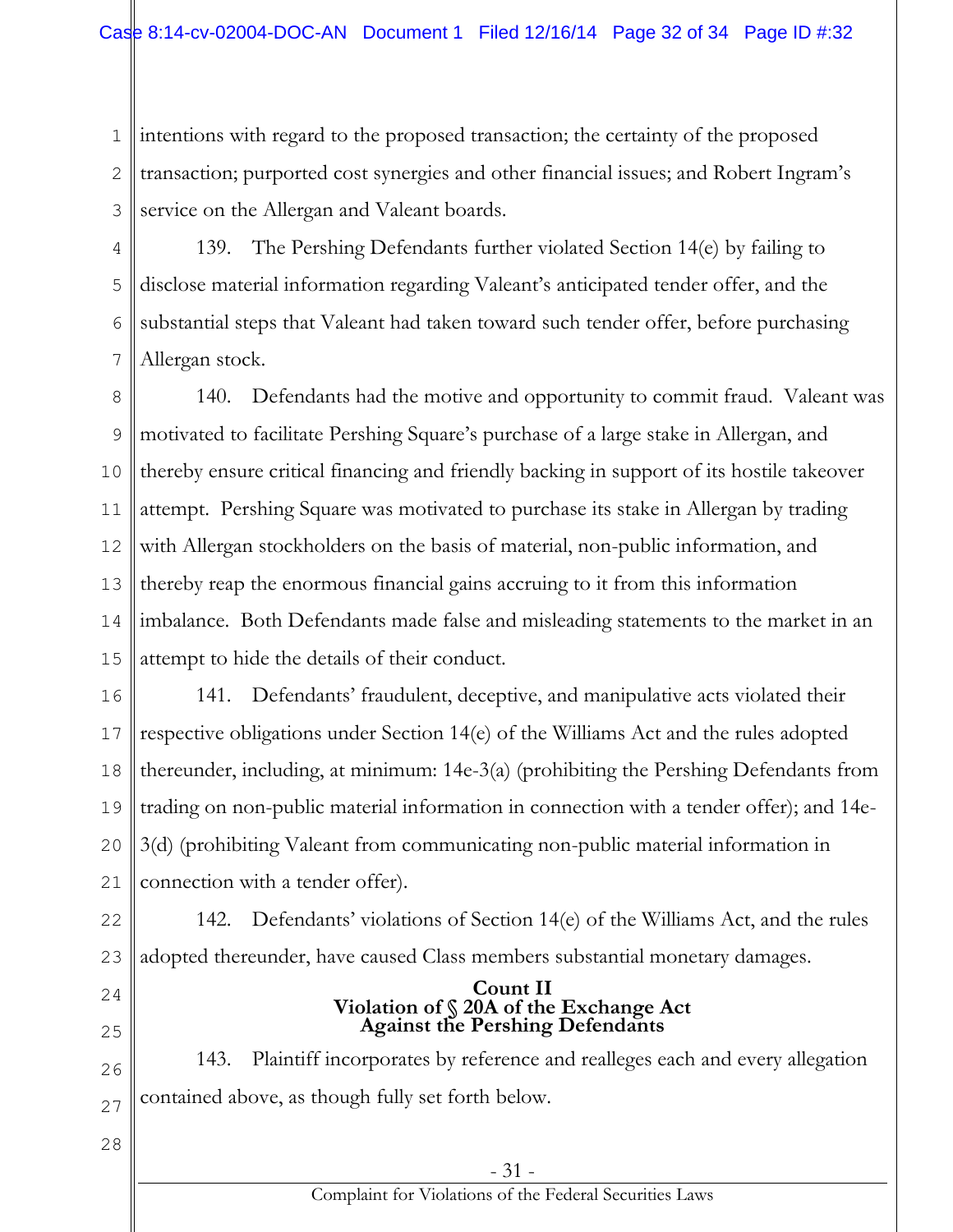intentions with regard to the proposed transaction; the certainty of the proposed transaction; purported cost synergies and other financial issues; and Robert Ingram's service on the Allergan and Valeant boards.

139. The Pershing Defendants further violated Section 14(e) by failing to disclose material information regarding Valeant's anticipated tender offer, and the substantial steps that Valeant had taken toward such tender offer, before purchasing Allergan stock.

140. Defendants had the motive and opportunity to commit fraud. Valeant was motivated to facilitate Pershing Square's purchase of a large stake in Allergan, and thereby ensure critical financing and friendly backing in support of its hostile takeover attempt. Pershing Square was motivated to purchase its stake in Allergan by trading with Allergan stockholders on the basis of material, non-public information, and thereby reap the enormous financial gains accruing to it from this information imbalance. Both Defendants made false and misleading statements to the market in an attempt to hide the details of their conduct.

141. Defendants' fraudulent, deceptive, and manipulative acts violated their respective obligations under Section 14(e) of the Williams Act and the rules adopted thereunder, including, at minimum: 14e-3(a) (prohibiting the Pershing Defendants from trading on non-public material information in connection with a tender offer); and 14e-3(d) (prohibiting Valeant from communicating non-public material information in connection with a tender offer).

142. Defendants' violations of Section 14(e) of the Williams Act, and the rules adopted thereunder, have caused Class members substantial monetary damages.

## Count II
## Violation of § 20A of the Exchange Act
## Against the Pershing Defendants

143. Plaintiff incorporates by reference and realleges each and every allegation contained above, as though fully set forth below.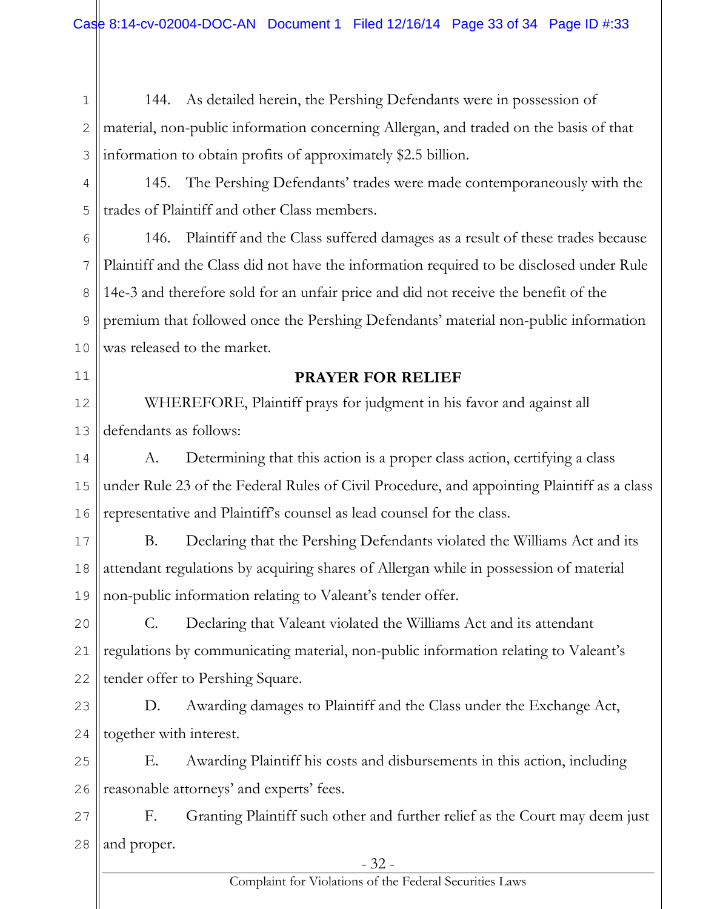144. As detailed herein, the Pershing Defendants were in possession of material, non-public information concerning Allergan, and traded on the basis of that information to obtain profits of approximately $2.5 billion.

145. The Pershing Defendants' trades were made contemporaneously with the trades of Plaintiff and other Class members.

146. Plaintiff and the Class suffered damages as a result of these trades because Plaintiff and the Class did not have the information required to be disclosed under Rule 14e-3 and therefore sold for an unfair price and did not receive the benefit of the premium that followed once the Pershing Defendants' material non-public information was released to the market.

## PRAYER FOR RELIEF

WHEREFORE, Plaintiff prays for judgment in his favor and against all defendants as follows:

A. Determining that this action is a proper class action, certifying a class under Rule 23 of the Federal Rules of Civil Procedure, and appointing Plaintiff as a class representative and Plaintiff's counsel as lead counsel for the class.

B. Declaring that the Pershing Defendants violated the Williams Act and its attendant regulations by acquiring shares of Allergan while in possession of material non-public information relating to Valeant's tender offer.

C. Declaring that Valeant violated the Williams Act and its attendant regulations by communicating material, non-public information relating to Valeant's tender offer to Pershing Square.

D. Awarding damages to Plaintiff and the Class under the Exchange Act, together with interest.

E. Awarding Plaintiff his costs and disbursements in this action, including reasonable attorneys' and experts' fees.

F. Granting Plaintiff such other and further relief as the Court may deem just and proper.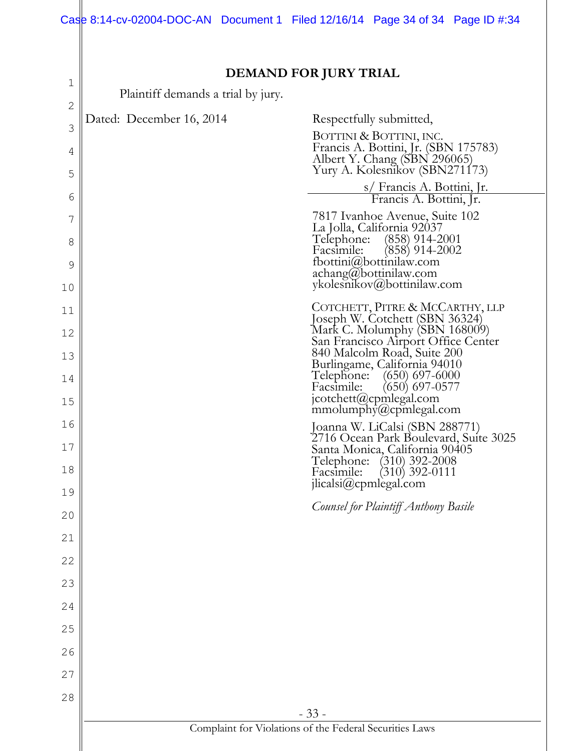## DEMAND FOR JURY TRIAL

Plaintiff demands a trial by jury.

Dated: December 16, 2014

Respectfully submitted,

BOTTINI & BOTTINI, INC.
Francis A. Bottini, Jr. (SBN 175783)
Albert Y. Chang (SBN 296065)
Yury A. Kolesnikov (SBN271173)

s/ Francis A. Bottini, Jr.
Francis A. Bottini, Jr.

7817 Ivanhoe Avenue, Suite 102
La Jolla, California 92037
Telephone: (858) 914-2001
Facsimile: (858) 914-2002
fbottini@bottinilaw.com
achang@bottinilaw.com
ykolesnikov@bottinilaw.com

COTCHETT, PITRE & MCCARTHY, LLP
Joseph W. Cotchett (SBN 36324)
Mark C. Molumphy (SBN 168009)
San Francisco Airport Office Center
840 Malcolm Road, Suite 200
Burlingame, California 94010
Telephone: (650) 697-6000
Facsimile: (650) 697-0577
jcotchett@cpmlegal.com
mmolumphy@cpmlegal.com

Joanna W. LiCalsi (SBN 288771)
2716 Ocean Park Boulevard, Suite 3025
Santa Monica, California 90405
Telephone: (310) 392-2008
Facsimile: (310) 392-0111
jlicalsi@cpmlegal.com

*Counsel for Plaintiff Anthony Basile*